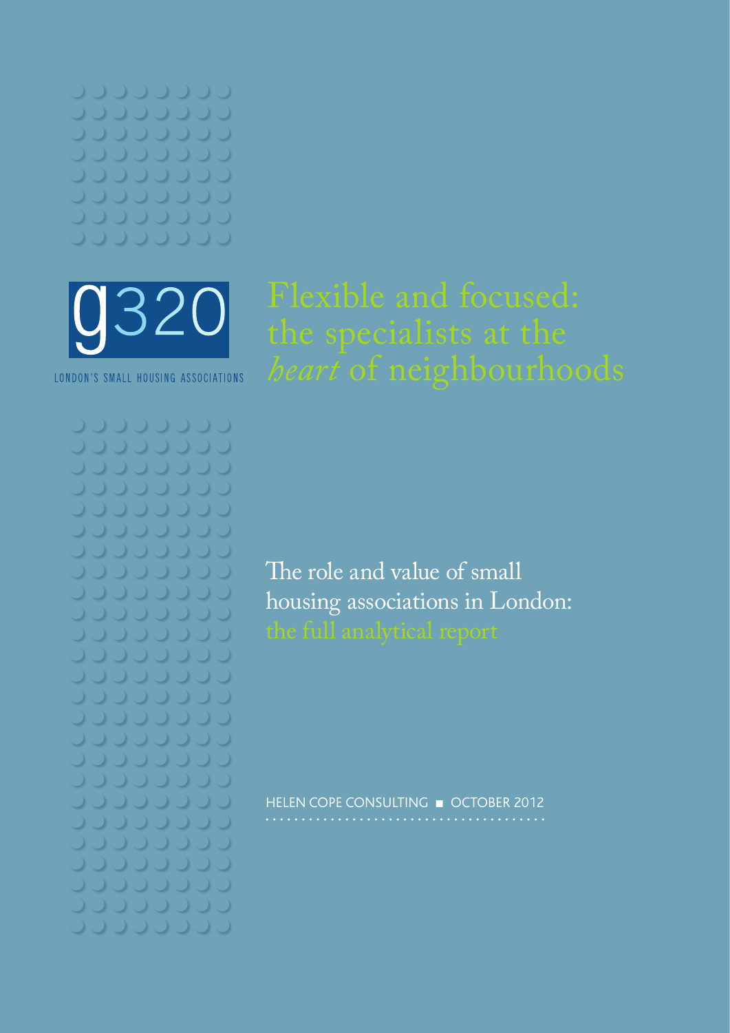g320

LONDON'S SMALL HOUSING ASSOCIATIONS

# Flexible and focused: the specialists at the *heart* of neighbourhoods

## The role and value of small housing associations in London: the full analytical report

HELEN COPE CONSULTING ■ OCTOBER 2012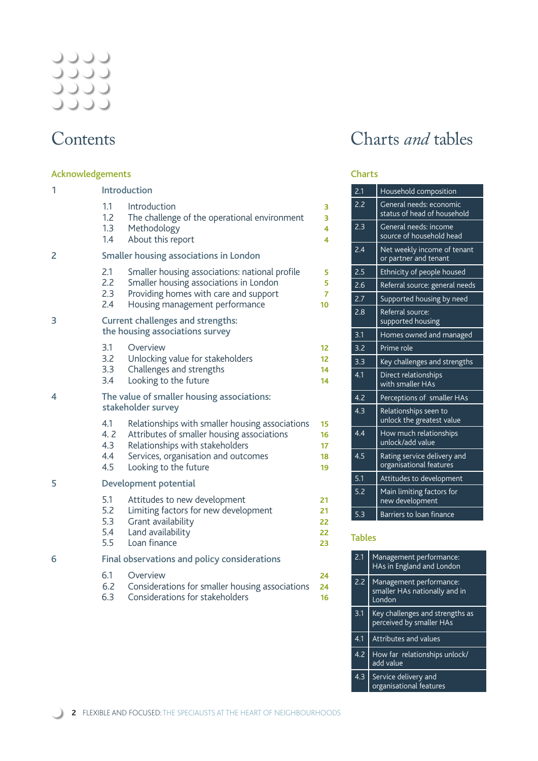# Contents

**Acknowledgements**

| | | | |
|---|---|---|---|
| **1** | **Introduction** | | |
| | 1.1 | Introduction | 3 |
| | 1.2 | The challenge of the operational environment | 3 |
| | 1.3 | Methodology | 4 |
| | 1.4 | About this report | 4 |
| **2** | **Smaller housing associations in London** | | |
| | 2.1 | Smaller housing associations: national profile | 5 |
| | 2.2 | Smaller housing associations in London | 5 |
| | 2.3 | Providing homes with care and support | 7 |
| | 2.4 | Housing management performance | 10 |
| **3** | **Current challenges and strengths: the housing associations survey** | | |
| | 3.1 | Overview | 12 |
| | 3.2 | Unlocking value for stakeholders | 12 |
| | 3.3 | Challenges and strengths | 14 |
| | 3.4 | Looking to the future | 14 |
| **4** | **The value of smaller housing associations: stakeholder survey** | | |
| | 4.1 | Relationships with smaller housing associations | 15 |
| | 4. 2 | Attributes of smaller housing associations | 16 |
| | 4.3 | Relationships with stakeholders | 17 |
| | 4.4 | Services, organisation and outcomes | 18 |
| | 4.5 | Looking to the future | 19 |
| **5** | **Development potential** | | |
| | 5.1 | Attitudes to new development | 21 |
| | 5.2 | Limiting factors for new development | 21 |
| | 5.3 | Grant availability | 22 |
| | 5.4 | Land availability | 22 |
| | 5.5 | Loan finance | 23 |
| **6** | **Final observations and policy considerations** | | |
| | 6.1 | Overview | 24 |
| | 6.2 | Considerations for smaller housing associations | 24 |
| | 6.3 | Considerations for stakeholders | 16 |

# Charts *and* tables

## Charts

| | |
|---|---|
| 2.1 | Household composition |
| 2.2 | General needs: economic status of head of household |
| 2.3 | General needs: income source of household head |
| 2.4 | Net weekly income of tenant or partner and tenant |
| 2.5 | Ethnicity of people housed |
| 2.6 | Referral source: general needs |
| 2.7 | Supported housing by need |
| 2.8 | Referral source: supported housing |
| 3.1 | Homes owned and managed |
| 3.2 | Prime role |
| 3.3 | Key challenges and strengths |
| 4.1 | Direct relationships with smaller HAs |
| 4.2 | Perceptions of smaller HAs |
| 4.3 | Relationships seen to unlock the greatest value |
| 4.4 | How much relationships unlock/add value |
| 4.5 | Rating service delivery and organisational features |
| 5.1 | Attitudes to development |
| 5.2 | Main limiting factors for new development |
| 5.3 | Barriers to loan finance |

## Tables

| | |
|---|---|
| 2.1 | Management performance: HAs in England and London |
| 2.2 | Management performance: smaller HAs nationally and in London |
| 3.1 | Key challenges and strengths as perceived by smaller HAs |
| 4.1 | Attributes and values |
| 4.2 | How far relationships unlock/ add value |
| 4.3 | Service delivery and organisational features |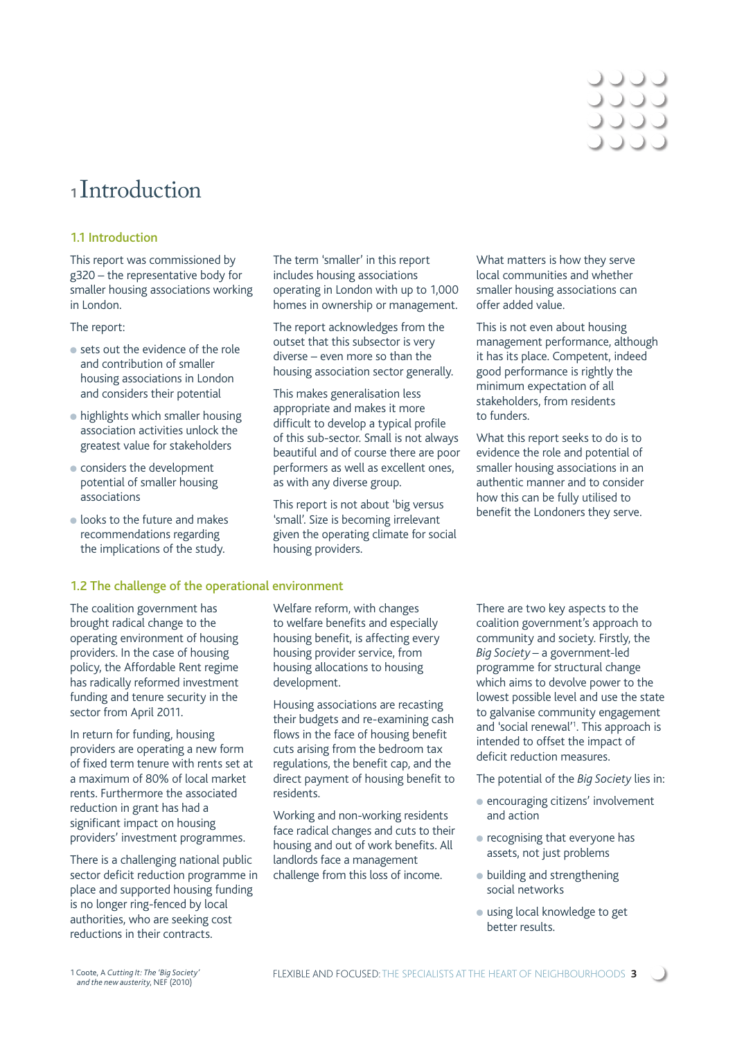# 1 Introduction

## 1.1 Introduction

This report was commissioned by g320 – the representative body for smaller housing associations working in London.

The report:

- sets out the evidence of the role and contribution of smaller housing associations in London and considers their potential
- highlights which smaller housing association activities unlock the greatest value for stakeholders
- considers the development potential of smaller housing associations
- looks to the future and makes recommendations regarding the implications of the study.

The term 'smaller' in this report includes housing associations operating in London with up to 1,000 homes in ownership or management.

The report acknowledges from the outset that this subsector is very diverse – even more so than the housing association sector generally.

This makes generalisation less appropriate and makes it more difficult to develop a typical profile of this sub-sector. Small is not always beautiful and of course there are poor performers as well as excellent ones, as with any diverse group.

This report is not about 'big versus 'small'. Size is becoming irrelevant given the operating climate for social housing providers.

What matters is how they serve local communities and whether smaller housing associations can offer added value.

This is not even about housing management performance, although it has its place. Competent, indeed good performance is rightly the minimum expectation of all stakeholders, from residents to funders.

What this report seeks to do is to evidence the role and potential of smaller housing associations in an authentic manner and to consider how this can be fully utilised to benefit the Londoners they serve.

## 1.2 The challenge of the operational environment

The coalition government has brought radical change to the operating environment of housing providers. In the case of housing policy, the Affordable Rent regime has radically reformed investment funding and tenure security in the sector from April 2011.

In return for funding, housing providers are operating a new form of fixed term tenure with rents set at a maximum of 80% of local market rents. Furthermore the associated reduction in grant has had a significant impact on housing providers' investment programmes.

There is a challenging national public sector deficit reduction programme in place and supported housing funding is no longer ring-fenced by local authorities, who are seeking cost reductions in their contracts.

Welfare reform, with changes to welfare benefits and especially housing benefit, is affecting every housing provider service, from housing allocations to housing development.

Housing associations are recasting their budgets and re-examining cash flows in the face of housing benefit cuts arising from the bedroom tax regulations, the benefit cap, and the direct payment of housing benefit to residents.

Working and non-working residents face radical changes and cuts to their housing and out of work benefits. All landlords face a management challenge from this loss of income.

There are two key aspects to the coalition government's approach to community and society. Firstly, the *Big Society* – a government-led programme for structural change which aims to devolve power to the lowest possible level and use the state to galvanise community engagement and 'social renewal'[1]. This approach is intended to offset the impact of deficit reduction measures.

The potential of the *Big Society* lies in:

- encouraging citizens' involvement and action
- recognising that everyone has assets, not just problems
- building and strengthening social networks
- using local knowledge to get better results.

---

1 Coote, A *Cutting It: The 'Big Society' and the new austerity*, NEF (2010)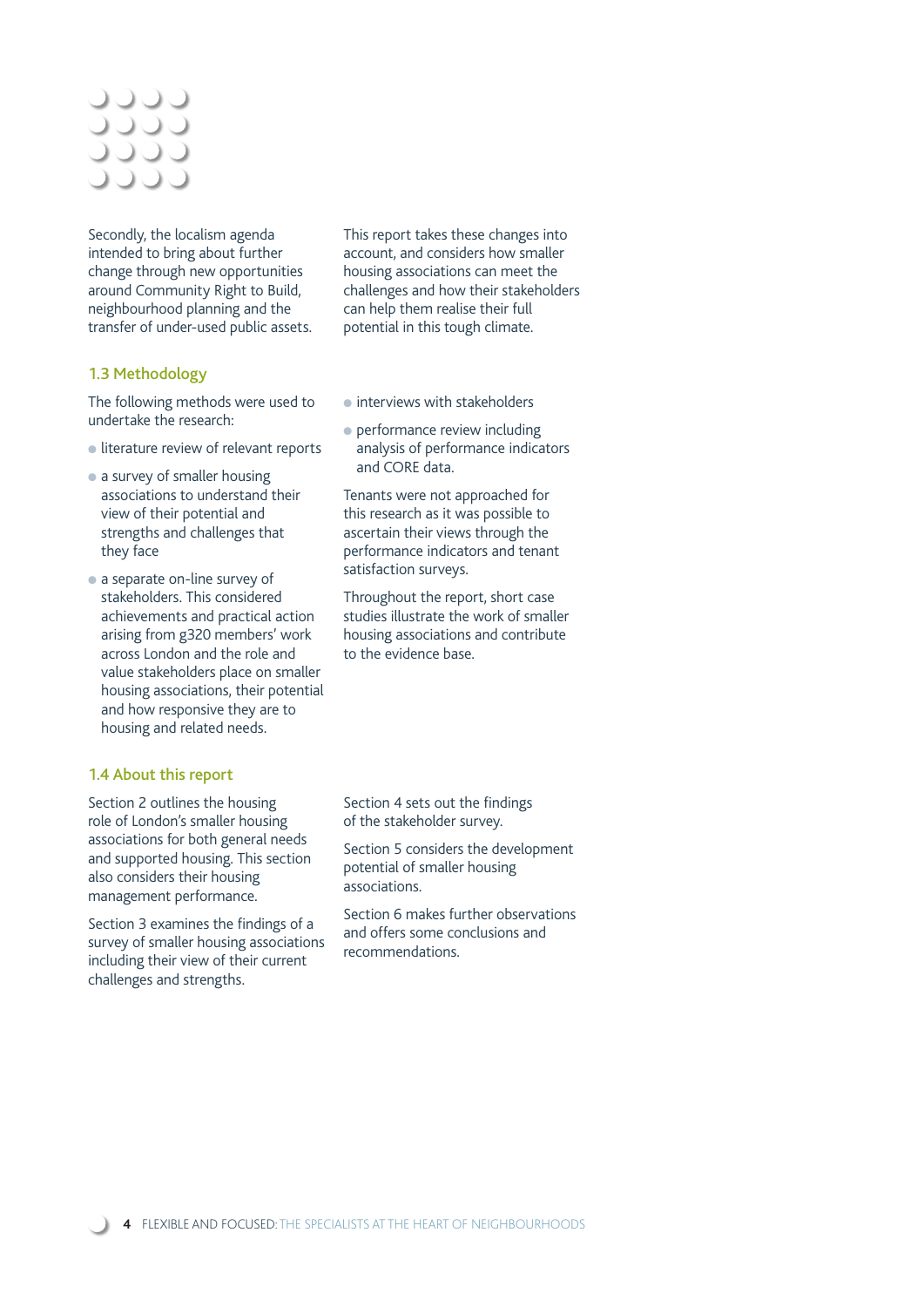Secondly, the localism agenda intended to bring about further change through new opportunities around Community Right to Build, neighbourhood planning and the transfer of under-used public assets.

This report takes these changes into account, and considers how smaller housing associations can meet the challenges and how their stakeholders can help them realise their full potential in this tough climate.

## 1.3 Methodology

The following methods were used to undertake the research:

- literature review of relevant reports
- a survey of smaller housing associations to understand their view of their potential and strengths and challenges that they face
- a separate on-line survey of stakeholders. This considered achievements and practical action arising from g320 members' work across London and the role and value stakeholders place on smaller housing associations, their potential and how responsive they are to housing and related needs.
- interviews with stakeholders
- performance review including analysis of performance indicators and CORE data.

Tenants were not approached for this research as it was possible to ascertain their views through the performance indicators and tenant satisfaction surveys.

Throughout the report, short case studies illustrate the work of smaller housing associations and contribute to the evidence base.

## 1.4 About this report

Section 2 outlines the housing role of London's smaller housing associations for both general needs and supported housing. This section also considers their housing management performance.

Section 3 examines the findings of a survey of smaller housing associations including their view of their current challenges and strengths.

Section 4 sets out the findings of the stakeholder survey.

Section 5 considers the development potential of smaller housing associations.

Section 6 makes further observations and offers some conclusions and recommendations.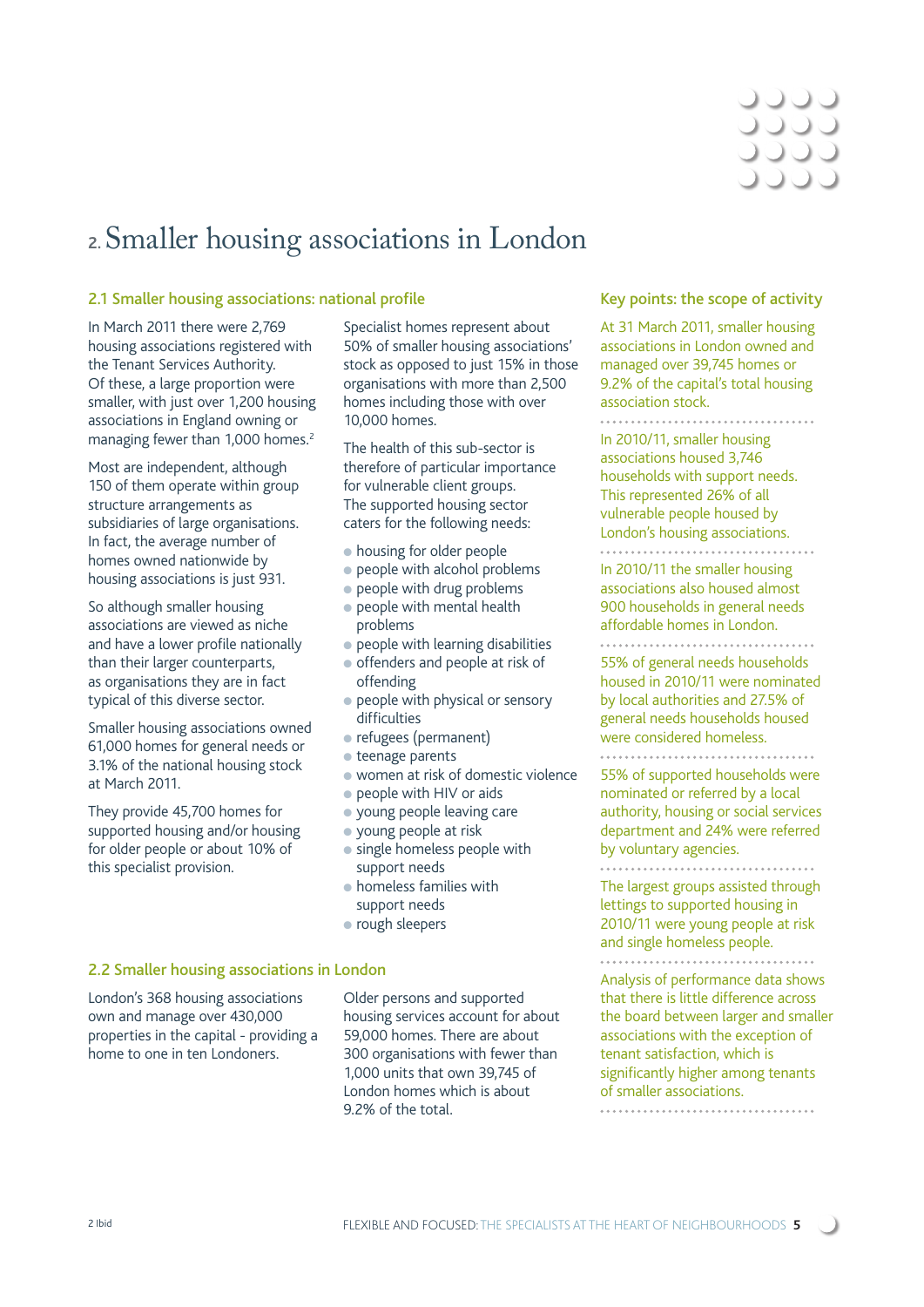# 2. Smaller housing associations in London

## 2.1 Smaller housing associations: national profile

In March 2011 there were 2,769 housing associations registered with the Tenant Services Authority. Of these, a large proportion were smaller, with just over 1,200 housing associations in England owning or managing fewer than 1,000 homes.[2]

Most are independent, although 150 of them operate within group structure arrangements as subsidiaries of large organisations. In fact, the average number of homes owned nationwide by housing associations is just 931.

So although smaller housing associations are viewed as niche and have a lower profile nationally than their larger counterparts, as organisations they are in fact typical of this diverse sector.

Smaller housing associations owned 61,000 homes for general needs or 3.1% of the national housing stock at March 2011.

They provide 45,700 homes for supported housing and/or housing for older people or about 10% of this specialist provision.

Specialist homes represent about 50% of smaller housing associations' stock as opposed to just 15% in those organisations with more than 2,500 homes including those with over 10,000 homes.

The health of this sub-sector is therefore of particular importance for vulnerable client groups. The supported housing sector caters for the following needs:

- housing for older people
- people with alcohol problems
- people with drug problems
- people with mental health problems
- people with learning disabilities
- offenders and people at risk of offending
- people with physical or sensory difficulties
- refugees (permanent)
- teenage parents
- women at risk of domestic violence
- people with HIV or aids
- young people leaving care
- young people at risk
- single homeless people with support needs
- homeless families with support needs
- rough sleepers

## 2.2 Smaller housing associations in London

London's 368 housing associations own and manage over 430,000 properties in the capital - providing a home to one in ten Londoners.

Older persons and supported housing services account for about 59,000 homes. There are about 300 organisations with fewer than 1,000 units that own 39,745 of London homes which is about 9.2% of the total.

### Key points: the scope of activity

At 31 March 2011, smaller housing associations in London owned and managed over 39,745 homes or 9.2% of the capital's total housing association stock.

In 2010/11, smaller housing associations housed 3,746 households with support needs. This represented 26% of all vulnerable people housed by London's housing associations.

In 2010/11 the smaller housing associations also housed almost 900 households in general needs affordable homes in London.

55% of general needs households housed in 2010/11 were nominated by local authorities and 27.5% of general needs households housed were considered homeless.

55% of supported households were nominated or referred by a local authority, housing or social services department and 24% were referred by voluntary agencies.

The largest groups assisted through lettings to supported housing in 2010/11 were young people at risk and single homeless people.

Analysis of performance data shows that there is little difference across the board between larger and smaller associations with the exception of tenant satisfaction, which is significantly higher among tenants of smaller associations.

2 Ibid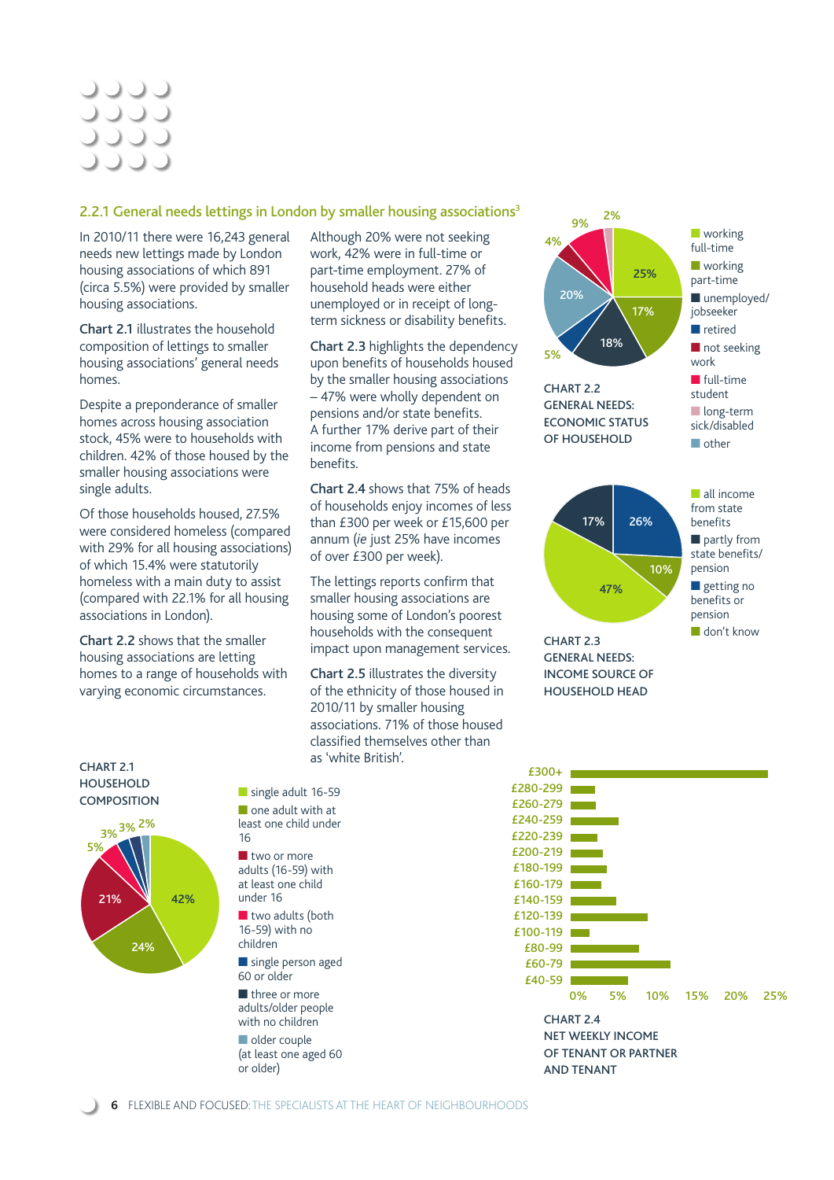## 2.2.1 General needs lettings in London by smaller housing associations[3]

In 2010/11 there were 16,243 general needs new lettings made by London housing associations of which 891 (circa 5.5%) were provided by smaller housing associations.

**Chart 2.1** illustrates the household composition of lettings to smaller housing associations' general needs homes.

Despite a preponderance of smaller homes across housing association stock, 45% were to households with children. 42% of those housed by the smaller housing associations were single adults.

Of those households housed, 27.5% were considered homeless (compared with 29% for all housing associations) of which 15.4% were statutorily homeless with a main duty to assist (compared with 22.1% for all housing associations in London).

**Chart 2.2** shows that the smaller housing associations are letting homes to a range of households with varying economic circumstances.

Although 20% were not seeking work, 42% were in full-time or part-time employment. 27% of household heads were either unemployed or in receipt of long-term sickness or disability benefits.

**Chart 2.3** highlights the dependency upon benefits of households housed by the smaller housing associations – 47% were wholly dependent on pensions and/or state benefits. A further 17% derive part of their income from pensions and state benefits.

**Chart 2.4** shows that 75% of heads of households enjoy incomes of less than £300 per week or £15,600 per annum (*ie* just 25% have incomes of over £300 per week).

The lettings reports confirm that smaller housing associations are housing some of London's poorest households with the consequent impact upon management services.

**Chart 2.5** illustrates the diversity of the ethnicity of those housed in 2010/11 by smaller housing associations. 71% of those housed classified themselves other than as 'white British'.

**CHART 2.1 HOUSEHOLD COMPOSITION**

| Category | % |
|---|---|
| single adult 16-59 | 42% |
| one adult with at least one child under 16 | 24% |
| two or more adults (16-59) with at least one child under 16 | 21% |
| two adults (both 16-59) with no children | 5% |
| single person aged 60 or older | 3% |
| three or more adults/older people with no children | 3% |
| older couple (at least one aged 60 or older) | 2% |

**CHART 2.2 GENERAL NEEDS: ECONOMIC STATUS OF HOUSEHOLD**

| Category | % |
|---|---|
| working full-time | 25% |
| working part-time | 17% |
| unemployed/jobseeker | 18% |
| retired | 5% |
| not seeking work | 20% |
| full-time student | 4% |
| long-term sick/disabled | 9% |
| other | 2% |

**CHART 2.3 GENERAL NEEDS: INCOME SOURCE OF HOUSEHOLD HEAD**

| Category | % |
|---|---|
| all income from state benefits | 47% |
| partly from state benefits/pension | 17% |
| getting no benefits or pension | 26% |
| don't know | 10% |

**CHART 2.4 NET WEEKLY INCOME OF TENANT OR PARTNER AND TENANT**

Income bands (x-axis 0%–25%): £300+, £280-299, £260-279, £240-259, £220-239, £200-219, £180-199, £160-179, £140-159, £120-139, £100-119, £80-99, £60-79, £40-59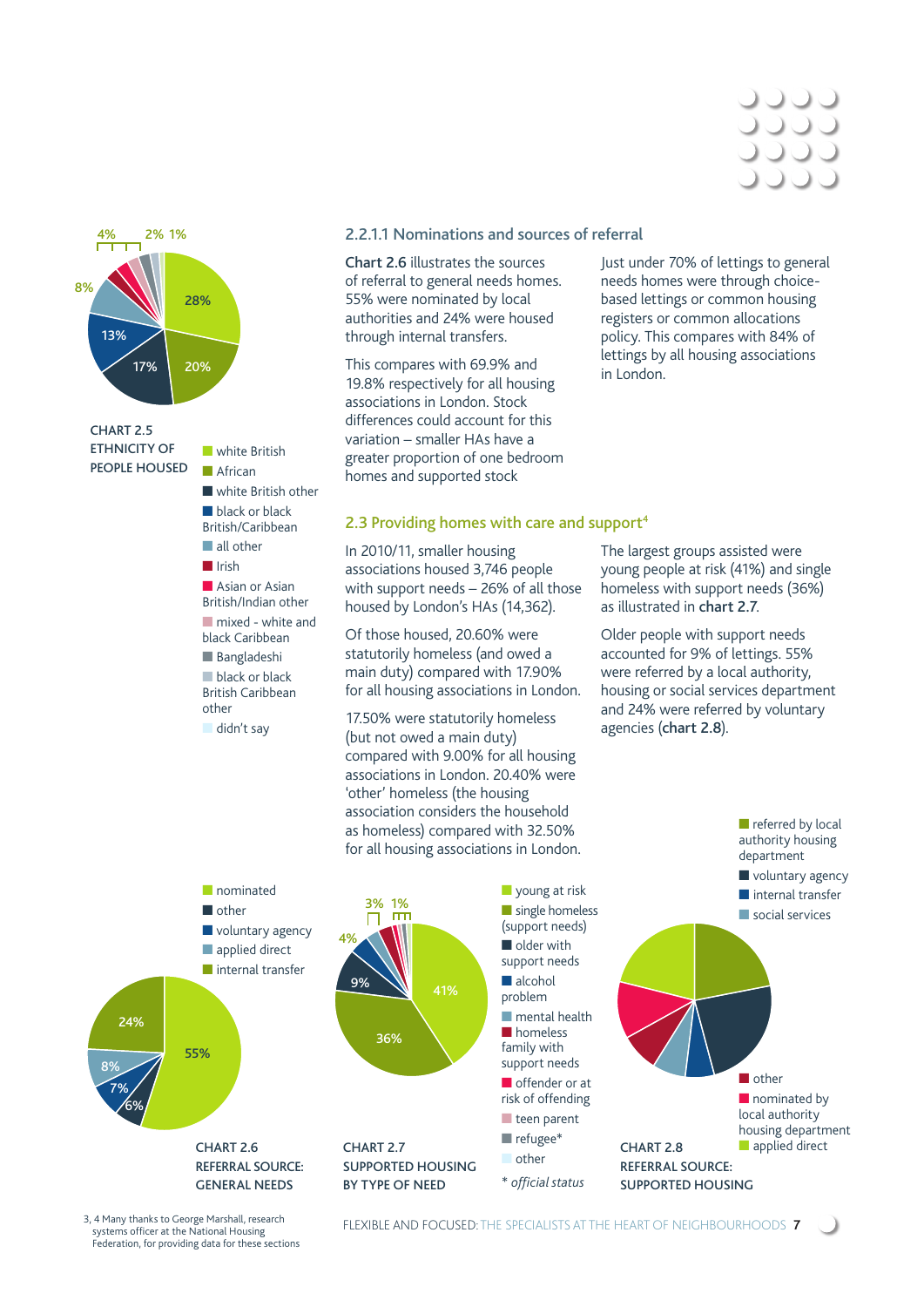## 2.2.1.1 Nominations and sources of referral

**Chart 2.6** illustrates the sources of referral to general needs homes. 55% were nominated by local authorities and 24% were housed through internal transfers.

This compares with 69.9% and 19.8% respectively for all housing associations in London. Stock differences could account for this variation – smaller HAs have a greater proportion of one bedroom homes and supported stock

Just under 70% of lettings to general needs homes were through choice-based lettings or common housing registers or common allocations policy. This compares with 84% of lettings by all housing associations in London.

## 2.3 Providing homes with care and support[4]

In 2010/11, smaller housing associations housed 3,746 people with support needs – 26% of all those housed by London's HAs (14,362).

Of those housed, 20.60% were statutorily homeless (and owed a main duty) compared with 17.90% for all housing associations in London.

17.50% were statutorily homeless (but not owed a main duty) compared with 9.00% for all housing associations in London. 20.40% were 'other' homeless (the housing association considers the household as homeless) compared with 32.50% for all housing associations in London.

The largest groups assisted were young people at risk (41%) and single homeless with support needs (36%) as illustrated in **chart 2.7**.

Older people with support needs accounted for 9% of lettings. 55% were referred by a local authority, housing or social services department and 24% were referred by voluntary agencies (**chart 2.8**).

**CHART 2.5 ETHNICITY OF PEOPLE HOUSED**

- white British: 28%
- African: 20%
- white British other: 17%
- black or black British/Caribbean: 13%
- all other: 8%
- Irish
- Asian or Asian British/Indian other
- mixed - white and black Caribbean
- Bangladeshi
- black or black British Caribbean other
- didn't say

(Smaller segments labelled 4%, 2%, 1%)

**CHART 2.6 REFERRAL SOURCE: GENERAL NEEDS**

- nominated: 55%
- other: 6%
- voluntary agency: 7%
- applied direct: 8%
- internal transfer: 24%

**CHART 2.7 SUPPORTED HOUSING BY TYPE OF NEED**

- young at risk: 41%
- single homeless (support needs): 36%
- older with support needs: 9%
- alcohol problem: 4%
- mental health
- homeless family with support needs
- offender or at risk of offending
- teen parent
- refugee*
- other

(Smaller segments labelled 3%, 1%)

\* *official status*

**CHART 2.8 REFERRAL SOURCE: SUPPORTED HOUSING**

- referred by local authority housing department
- voluntary agency
- internal transfer
- social services
- other
- nominated by local authority housing department
- applied direct

3, 4 Many thanks to George Marshall, research systems officer at the National Housing Federation, for providing data for these sections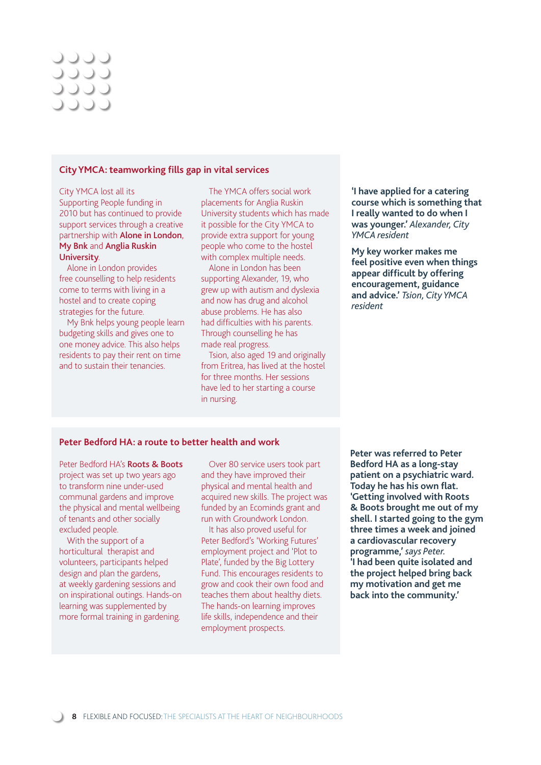## City YMCA: teamworking fills gap in vital services

City YMCA lost all its Supporting People funding in 2010 but has continued to provide support services through a creative partnership with **Alone in London**, **My Bnk** and **Anglia Ruskin University**.

Alone in London provides free counselling to help residents come to terms with living in a hostel and to create coping strategies for the future.

My Bnk helps young people learn budgeting skills and gives one to one money advice. This also helps residents to pay their rent on time and to sustain their tenancies.

The YMCA offers social work placements for Anglia Ruskin University students which has made it possible for the City YMCA to provide extra support for young people who come to the hostel with complex multiple needs.

Alone in London has been supporting Alexander, 19, who grew up with autism and dyslexia and now has drug and alcohol abuse problems. He has also had difficulties with his parents. Through counselling he has made real progress.

Tsion, also aged 19 and originally from Eritrea, has lived at the hostel for three months. Her sessions have led to her starting a course in nursing.

**'I have applied for a catering course which is something that I really wanted to do when I was younger.'** *Alexander, City YMCA resident*

**My key worker makes me feel positive even when things appear difficult by offering encouragement, guidance and advice.'** *Tsion, City YMCA resident*

## Peter Bedford HA: a route to better health and work

Peter Bedford HA's **Roots & Boots** project was set up two years ago to transform nine under-used communal gardens and improve the physical and mental wellbeing of tenants and other socially excluded people.

With the support of a horticultural therapist and volunteers, participants helped design and plan the gardens, at weekly gardening sessions and on inspirational outings. Hands-on learning was supplemented by more formal training in gardening.

Over 80 service users took part and they have improved their physical and mental health and acquired new skills. The project was funded by an Ecominds grant and run with Groundwork London.

It has also proved useful for Peter Bedford's 'Working Futures' employment project and 'Plot to Plate', funded by the Big Lottery Fund. This encourages residents to grow and cook their own food and teaches them about healthy diets. The hands-on learning improves life skills, independence and their employment prospects.

**Peter was referred to Peter Bedford HA as a long-stay patient on a psychiatric ward. Today he has his own flat. 'Getting involved with Roots & Boots brought me out of my shell. I started going to the gym three times a week and joined a cardiovascular recovery programme,'** *says Peter.*
**'I had been quite isolated and the project helped bring back my motivation and get me back into the community.'**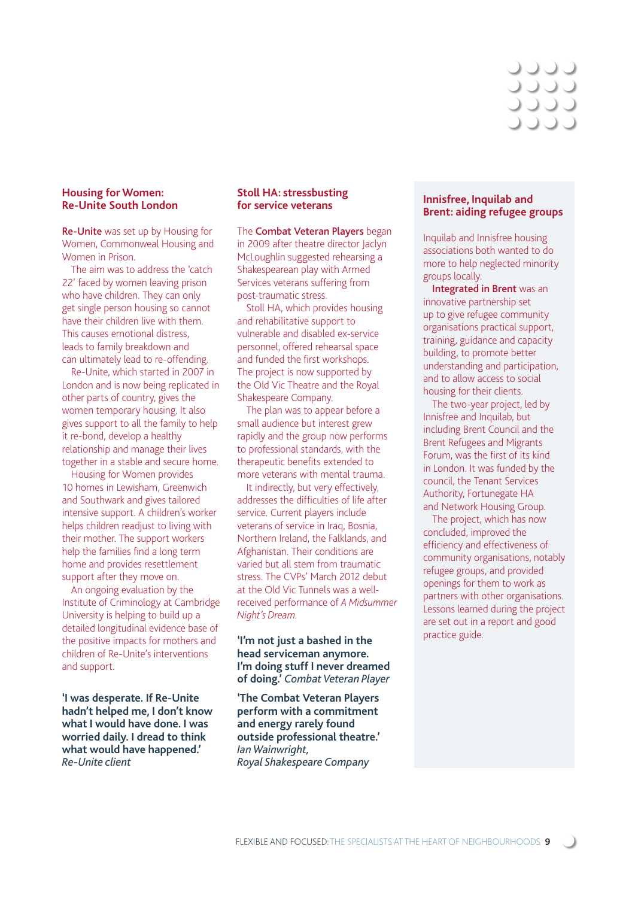## Housing for Women: Re-Unite South London

**Re-Unite** was set up by Housing for Women, Commonweal Housing and Women in Prison.

The aim was to address the 'catch 22' faced by women leaving prison who have children. They can only get single person housing so cannot have their children live with them. This causes emotional distress, leads to family breakdown and can ultimately lead to re-offending.

Re-Unite, which started in 2007 in London and is now being replicated in other parts of country, gives the women temporary housing. It also gives support to all the family to help it re-bond, develop a healthy relationship and manage their lives together in a stable and secure home.

Housing for Women provides 10 homes in Lewisham, Greenwich and Southwark and gives tailored intensive support. A children's worker helps children readjust to living with their mother. The support workers help the families find a long term home and provides resettlement support after they move on.

An ongoing evaluation by the Institute of Criminology at Cambridge University is helping to build up a detailed longitudinal evidence base of the positive impacts for mothers and children of Re-Unite's interventions and support.

**'I was desperate. If Re-Unite hadn't helped me, I don't know what I would have done. I was worried daily. I dread to think what would have happened.'** *Re-Unite client*

## Stoll HA: stressbusting for service veterans

The **Combat Veteran Players** began in 2009 after theatre director Jaclyn McLoughlin suggested rehearsing a Shakespearean play with Armed Services veterans suffering from post-traumatic stress.

Stoll HA, which provides housing and rehabilitative support to vulnerable and disabled ex-service personnel, offered rehearsal space and funded the first workshops. The project is now supported by the Old Vic Theatre and the Royal Shakespeare Company.

The plan was to appear before a small audience but interest grew rapidly and the group now performs to professional standards, with the therapeutic benefits extended to more veterans with mental trauma.

It indirectly, but very effectively, addresses the difficulties of life after service. Current players include veterans of service in Iraq, Bosnia, Northern Ireland, the Falklands, and Afghanistan. Their conditions are varied but all stem from traumatic stress. The CVPs' March 2012 debut at the Old Vic Tunnels was a well-received performance of *A Midsummer Night's Dream*.

**'I'm not just a bashed in the head serviceman anymore. I'm doing stuff I never dreamed of doing.'** *Combat Veteran Player*

**'The Combat Veteran Players perform with a commitment and energy rarely found outside professional theatre.'** *Ian Wainwright, Royal Shakespeare Company*

## Innisfree, Inquilab and Brent: aiding refugee groups

Inquilab and Innisfree housing associations both wanted to do more to help neglected minority groups locally.

**Integrated in Brent** was an innovative partnership set up to give refugee community organisations practical support, training, guidance and capacity building, to promote better understanding and participation, and to allow access to social housing for their clients.

The two-year project, led by Innisfree and Inquilab, but including Brent Council and the Brent Refugees and Migrants Forum, was the first of its kind in London. It was funded by the council, the Tenant Services Authority, Fortunegate HA and Network Housing Group.

The project, which has now concluded, improved the efficiency and effectiveness of community organisations, notably refugee groups, and provided openings for them to work as partners with other organisations. Lessons learned during the project are set out in a report and good practice guide.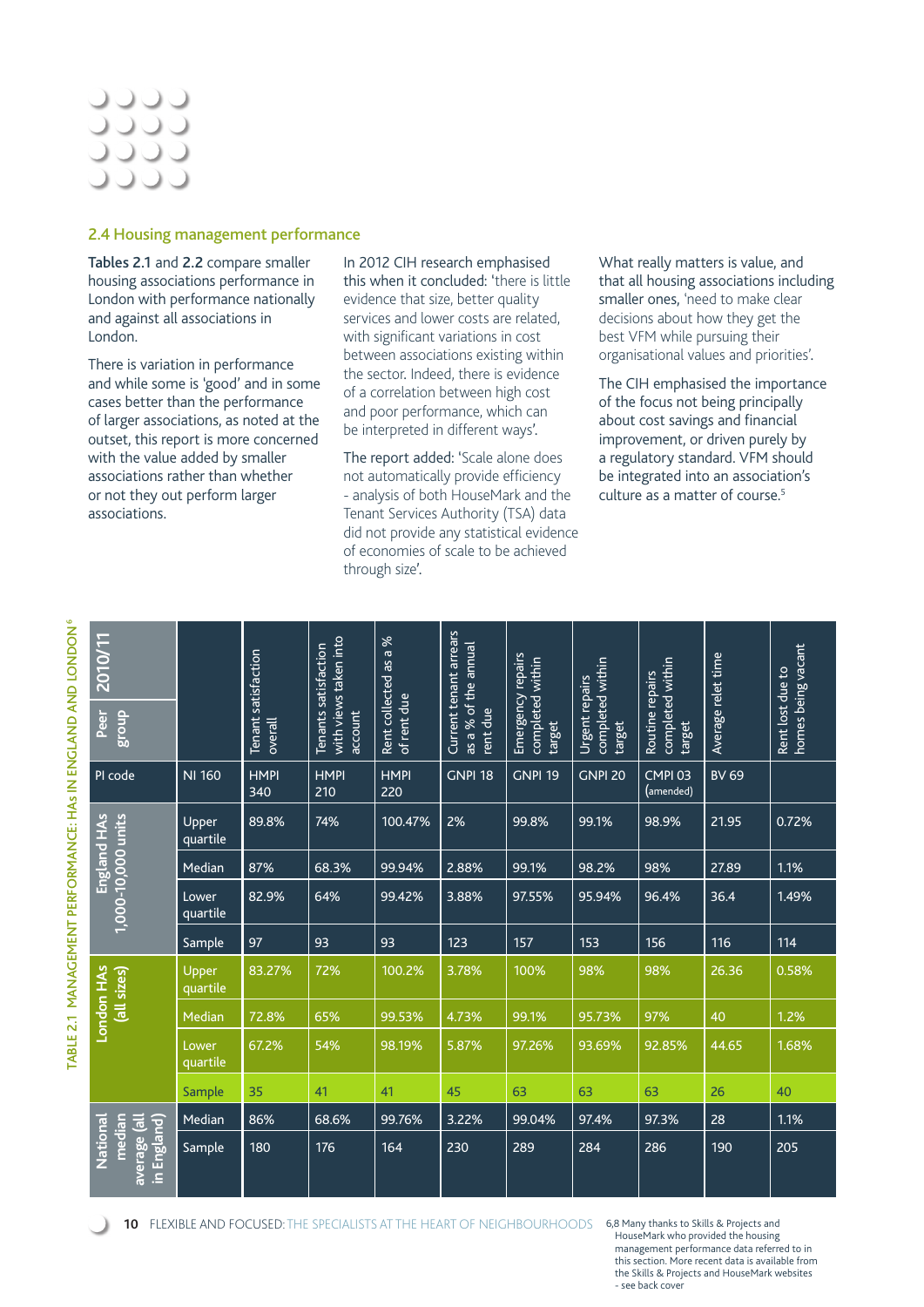## 2.4 Housing management performance

**Tables 2.1** and **2.2** compare smaller housing associations performance in London with performance nationally and against all associations in London.

There is variation in performance and while some is 'good' and in some cases better than the performance of larger associations, as noted at the outset, this report is more concerned with the value added by smaller associations rather than whether or not they out perform larger associations.

In 2012 CIH research emphasised this when it concluded: 'there is little evidence that size, better quality services and lower costs are related, with significant variations in cost between associations existing within the sector. Indeed, there is evidence of a correlation between high cost and poor performance, which can be interpreted in different ways'.

The report added: 'Scale alone does not automatically provide efficiency - analysis of both HouseMark and the Tenant Services Authority (TSA) data did not provide any statistical evidence of economies of scale to be achieved through size'.

What really matters is value, and that all housing associations including smaller ones, 'need to make clear decisions about how they get the best VFM while pursuing their organisational values and priorities'.

The CIH emphasised the importance of the focus not being principally about cost savings and financial improvement, or driven purely by a regulatory standard. VFM should be integrated into an association's culture as a matter of course.[5]

TABLE 2.1 MANAGEMENT PERFORMANCE: HAs IN ENGLAND AND LONDON[6]

| 2010/11 Peer group | | Tenant satisfaction overall | Tenants satisfaction with views taken into account | Rent collected as a % of rent due | Current tenant arrears as a % of the annual rent due | Emergency repairs completed within target | Urgent repairs completed within target | Routine repairs completed within target | Average relet time | Rent lost due to homes being vacant |
|---|---|---|---|---|---|---|---|---|---|---|
| PI code | NI 160 | HMPI 340 | HMPI 210 | HMPI 220 | GNPI 18 | GNPI 19 | GNPI 20 | CMPI 03 (amended) | BV 69 | |
| England HAs 1,000-10,000 units | Upper quartile | 89.8% | 74% | 100.47% | 2% | 99.8% | 99.1% | 98.9% | 21.95 | 0.72% |
| | Median | 87% | 68.3% | 99.94% | 2.88% | 99.1% | 98.2% | 98% | 27.89 | 1.1% |
| | Lower quartile | 82.9% | 64% | 99.42% | 3.88% | 97.55% | 95.94% | 96.4% | 36.4 | 1.49% |
| | Sample | 97 | 93 | 93 | 123 | 157 | 153 | 156 | 116 | 114 |
| London HAs (all sizes) | Upper quartile | 83.27% | 72% | 100.2% | 3.78% | 100% | 98% | 98% | 26.36 | 0.58% |
| | Median | 72.8% | 65% | 99.53% | 4.73% | 99.1% | 95.73% | 97% | 40 | 1.2% |
| | Lower quartile | 67.2% | 54% | 98.19% | 5.87% | 97.26% | 93.69% | 92.85% | 44.65 | 1.68% |
| | Sample | 35 | 41 | 41 | 45 | 63 | 63 | 63 | 26 | 40 |
| National median average (all in England) | Median | 86% | 68.6% | 99.76% | 3.22% | 99.04% | 97.4% | 97.3% | 28 | 1.1% |
| | Sample | 180 | 176 | 164 | 230 | 289 | 284 | 286 | 190 | 205 |

6,8 Many thanks to Skills & Projects and HouseMark who provided the housing management performance data referred to in this section. More recent data is available from the Skills & Projects and HouseMark websites - see back cover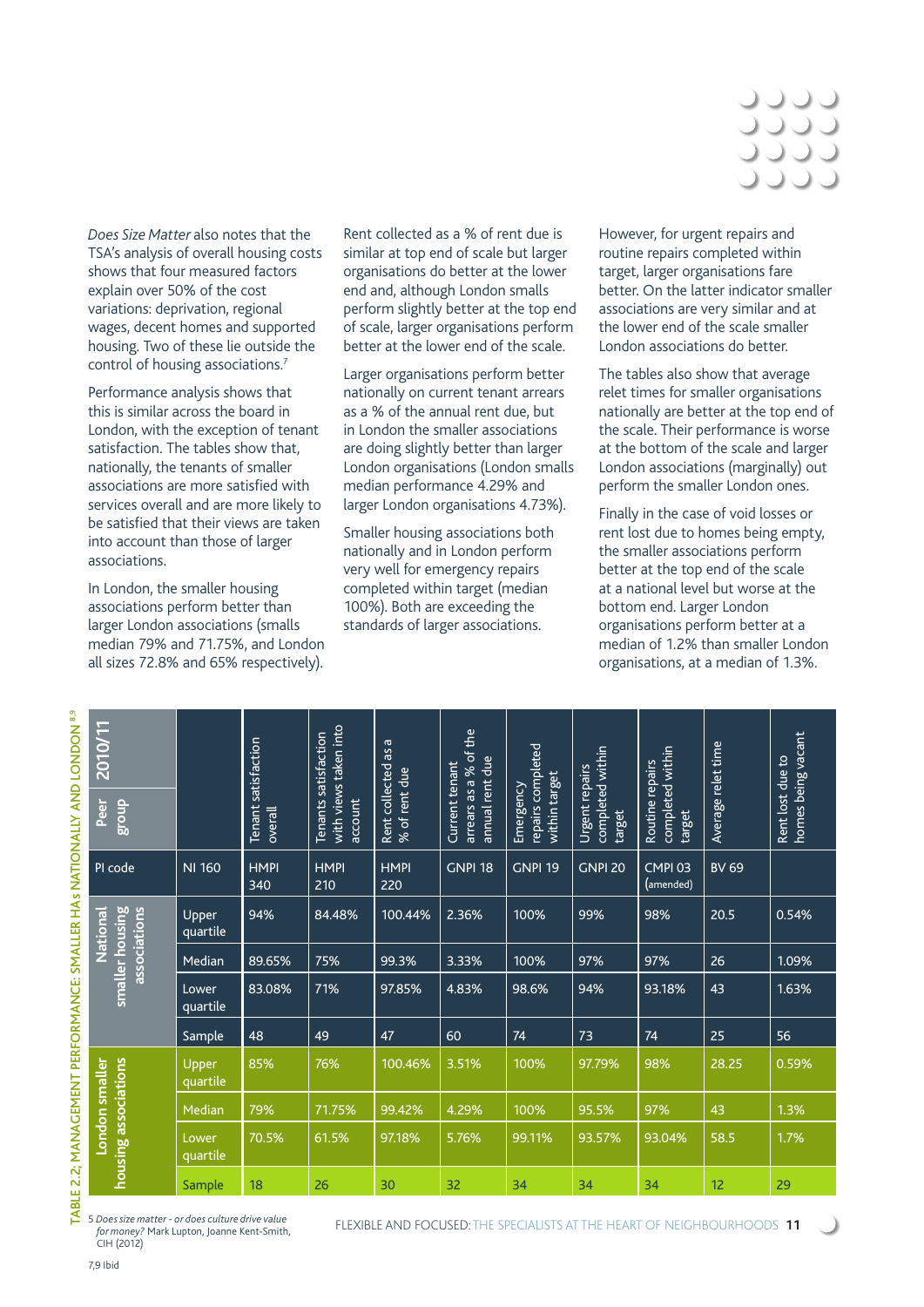*Does Size Matter* also notes that the TSA's analysis of overall housing costs shows that four measured factors explain over 50% of the cost variations: deprivation, regional wages, decent homes and supported housing. Two of these lie outside the control of housing associations.[7]

Performance analysis shows that this is similar across the board in London, with the exception of tenant satisfaction. The tables show that, nationally, the tenants of smaller associations are more satisfied with services overall and are more likely to be satisfied that their views are taken into account than those of larger associations.

In London, the smaller housing associations perform better than larger London associations (smalls median 79% and 71.75%, and London all sizes 72.8% and 65% respectively).

Rent collected as a % of rent due is similar at top end of scale but larger organisations do better at the lower end and, although London smalls perform slightly better at the top end of scale, larger organisations perform better at the lower end of the scale.

Larger organisations perform better nationally on current tenant arrears as a % of the annual rent due, but in London the smaller associations are doing slightly better than larger London organisations (London smalls median performance 4.29% and larger London organisations 4.73%).

Smaller housing associations both nationally and in London perform very well for emergency repairs completed within target (median 100%). Both are exceeding the standards of larger associations.

However, for urgent repairs and routine repairs completed within target, larger organisations fare better. On the latter indicator smaller associations are very similar and at the lower end of the scale smaller London associations do better.

The tables also show that average relet times for smaller organisations nationally are better at the top end of the scale. Their performance is worse at the bottom of the scale and larger London associations (marginally) out perform the smaller London ones.

Finally in the case of void losses or rent lost due to homes being empty, the smaller associations perform better at the top end of the scale at a national level but worse at the bottom end. Larger London organisations perform better at a median of 1.2% than smaller London organisations, at a median of 1.3%.

TABLE 2.2: MANAGEMENT PERFORMANCE: SMALLER HAs NATIONALLY AND LONDON[8,9]

| 2010/11 Peer group | | Tenant satisfaction overall | Tenants satisfaction with views taken into account | Rent collected as a % of rent due | Current tenant arrears as a % of the annual rent due | Emergency repairs completed within target | Urgent repairs completed within target | Routine repairs completed within target | Average relet time | Rent lost due to homes being vacant |
|---|---|---|---|---|---|---|---|---|---|---|
| PI code | NI 160 | HMPI 340 | HMPI 210 | HMPI 220 | GNPI 18 | GNPI 19 | GNPI 20 | CMPI 03 (amended) | BV 69 | |
| National smaller housing associations | Upper quartile | 94% | 84.48% | 100.44% | 2.36% | 100% | 99% | 98% | 20.5 | 0.54% |
| | Median | 89.65% | 75% | 99.3% | 3.33% | 100% | 97% | 97% | 26 | 1.09% |
| | Lower quartile | 83.08% | 71% | 97.85% | 4.83% | 98.6% | 94% | 93.18% | 43 | 1.63% |
| | Sample | 48 | 49 | 47 | 60 | 74 | 73 | 74 | 25 | 56 |
| London smaller housing associations | Upper quartile | 85% | 76% | 100.46% | 3.51% | 100% | 97.79% | 98% | 28.25 | 0.59% |
| | Median | 79% | 71.75% | 99.42% | 4.29% | 100% | 95.5% | 97% | 43 | 1.3% |
| | Lower quartile | 70.5% | 61.5% | 97.18% | 5.76% | 99.11% | 93.57% | 93.04% | 58.5 | 1.7% |
| | Sample | 18 | 26 | 30 | 32 | 34 | 34 | 34 | 12 | 29 |

5 *Does size matter - or does culture drive value for money?* Mark Lupton, Joanne Kent-Smith, CIH (2012)

7,9 Ibid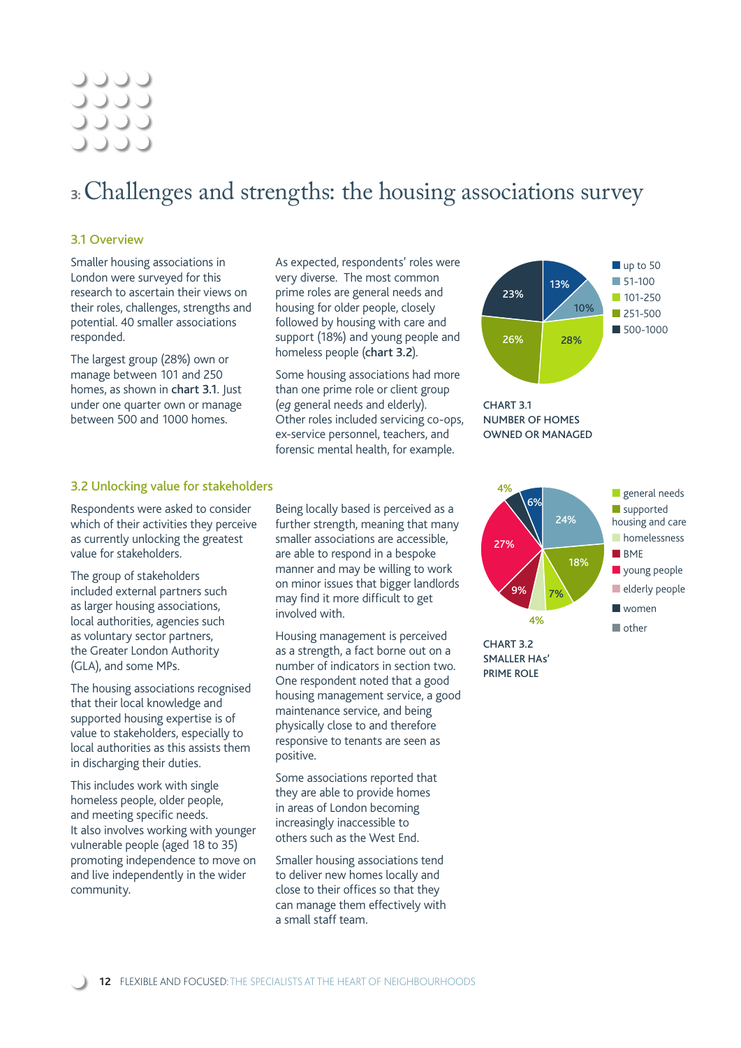# 3: Challenges and strengths: the housing associations survey

## 3.1 Overview

Smaller housing associations in London were surveyed for this research to ascertain their views on their roles, challenges, strengths and potential. 40 smaller associations responded.

The largest group (28%) own or manage between 101 and 250 homes, as shown in **chart 3.1**. Just under one quarter own or manage between 500 and 1000 homes.

As expected, respondents' roles were very diverse. The most common prime roles are general needs and housing for older people, closely followed by housing with care and support (18%) and young people and homeless people (**chart 3.2**).

Some housing associations had more than one prime role or client group (*eg* general needs and elderly). Other roles included servicing co-ops, ex-service personnel, teachers, and forensic mental health, for example.

| Number of homes | % |
|---|---|
| up to 50 | 13% |
| 51-100 | 10% |
| 101-250 | 28% |
| 251-500 | 26% |
| 500-1000 | 23% |

CHART 3.1
NUMBER OF HOMES OWNED OR MANAGED

| Prime role | % |
|---|---|
| general needs | 24% |
| supported housing and care | 18% |
| homelessness | 7% |
| BME | 4% |
| young people | 9% |
| elderly people | 27% |
| women | 4% |
| other | 6% |

CHART 3.2
SMALLER HAs' PRIME ROLE

## 3.2 Unlocking value for stakeholders

Respondents were asked to consider which of their activities they perceive as currently unlocking the greatest value for stakeholders.

The group of stakeholders included external partners such as larger housing associations, local authorities, agencies such as voluntary sector partners, the Greater London Authority (GLA), and some MPs.

The housing associations recognised that their local knowledge and supported housing expertise is of value to stakeholders, especially to local authorities as this assists them in discharging their duties.

This includes work with single homeless people, older people, and meeting specific needs.
It also involves working with younger vulnerable people (aged 18 to 35) promoting independence to move on and live independently in the wider community.

Being locally based is perceived as a further strength, meaning that many smaller associations are accessible, are able to respond in a bespoke manner and may be willing to work on minor issues that bigger landlords may find it more difficult to get involved with.

Housing management is perceived as a strength, a fact borne out on a number of indicators in section two. One respondent noted that a good housing management service, a good maintenance service, and being physically close to and therefore responsive to tenants are seen as positive.

Some associations reported that they are able to provide homes in areas of London becoming increasingly inaccessible to others such as the West End.

Smaller housing associations tend to deliver new homes locally and close to their offices so that they can manage them effectively with a small staff team.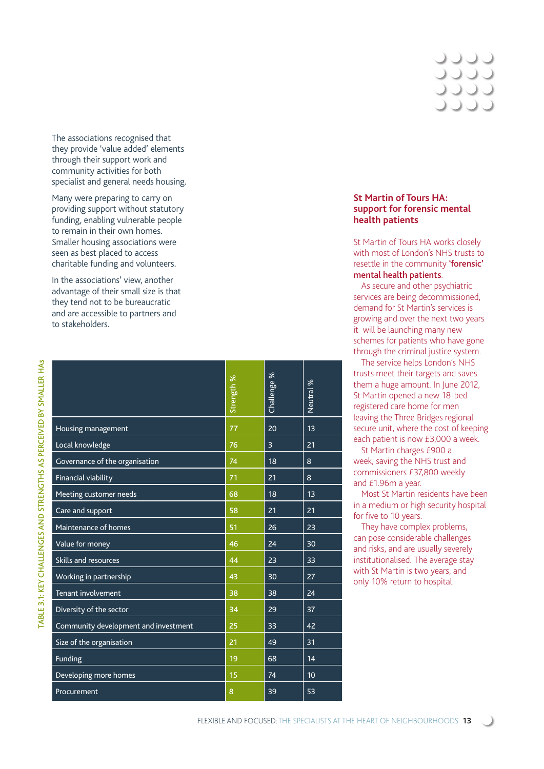The associations recognised that they provide 'value added' elements through their support work and community activities for both specialist and general needs housing.

Many were preparing to carry on providing support without statutory funding, enabling vulnerable people to remain in their own homes. Smaller housing associations were seen as best placed to access charitable funding and volunteers.

In the associations' view, another advantage of their small size is that they tend not to be bureaucratic and are accessible to partners and to stakeholders.

TABLE 3.1: KEY CHALLENGES AND STRENGTHS AS PERCEIVED BY SMALLER HAs

| | Strength % | Challenge % | Neutral % |
|---|---|---|---|
| Housing management | 77 | 20 | 13 |
| Local knowledge | 76 | 3 | 21 |
| Governance of the organisation | 74 | 18 | 8 |
| Financial viability | 71 | 21 | 8 |
| Meeting customer needs | 68 | 18 | 13 |
| Care and support | 58 | 21 | 21 |
| Maintenance of homes | 51 | 26 | 23 |
| Value for money | 46 | 24 | 30 |
| Skills and resources | 44 | 23 | 33 |
| Working in partnership | 43 | 30 | 27 |
| Tenant involvement | 38 | 38 | 24 |
| Diversity of the sector | 34 | 29 | 37 |
| Community development and investment | 25 | 33 | 42 |
| Size of the organisation | 21 | 49 | 31 |
| Funding | 19 | 68 | 14 |
| Developing more homes | 15 | 74 | 10 |
| Procurement | 8 | 39 | 53 |

### St Martin of Tours HA: support for forensic mental health patients

St Martin of Tours HA works closely with most of London's NHS trusts to resettle in the community **'forensic' mental health patients**.

As secure and other psychiatric services are being decommissioned, demand for St Martin's services is growing and over the next two years it will be launching many new schemes for patients who have gone through the criminal justice system.

The service helps London's NHS trusts meet their targets and saves them a huge amount. In June 2012, St Martin opened a new 18-bed registered care home for men leaving the Three Bridges regional secure unit, where the cost of keeping each patient is now £3,000 a week.

St Martin charges £900 a week, saving the NHS trust and commissioners £37,800 weekly and £1.96m a year.

Most St Martin residents have been in a medium or high security hospital for five to 10 years.

They have complex problems, can pose considerable challenges and risks, and are usually severely institutionalised. The average stay with St Martin is two years, and only 10% return to hospital.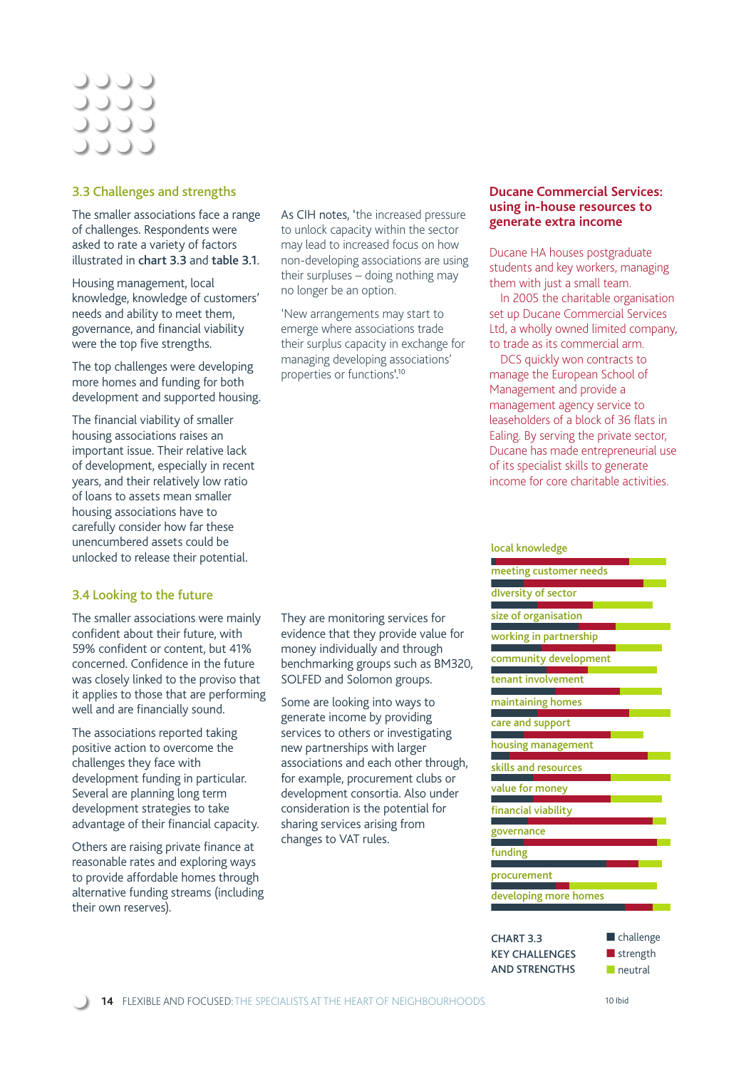## 3.3 Challenges and strengths

The smaller associations face a range of challenges. Respondents were asked to rate a variety of factors illustrated in **chart 3.3** and **table 3.1**.

Housing management, local knowledge, knowledge of customers' needs and ability to meet them, governance, and financial viability were the top five strengths.

The top challenges were developing more homes and funding for both development and supported housing.

The financial viability of smaller housing associations raises an important issue. Their relative lack of development, especially in recent years, and their relatively low ratio of loans to assets mean smaller housing associations have to carefully consider how far these unencumbered assets could be unlocked to release their potential.

As CIH notes, 'the increased pressure to unlock capacity within the sector may lead to increased focus on how non-developing associations are using their surpluses – doing nothing may no longer be an option.

'New arrangements may start to emerge where associations trade their surplus capacity in exchange for managing developing associations' properties or functions'.[10]

### Ducane Commercial Services: using in-house resources to generate extra income

Ducane HA houses postgraduate students and key workers, managing them with just a small team.

In 2005 the charitable organisation set up Ducane Commercial Services Ltd, a wholly owned limited company, to trade as its commercial arm.

DCS quickly won contracts to manage the European School of Management and provide a management agency service to leaseholders of a block of 36 flats in Ealing. By serving the private sector, Ducane has made entrepreneurial use of its specialist skills to generate income for core charitable activities.

## 3.4 Looking to the future

The smaller associations were mainly confident about their future, with 59% confident or content, but 41% concerned. Confidence in the future was closely linked to the proviso that it applies to those that are performing well and are financially sound.

The associations reported taking positive action to overcome the challenges they face with development funding in particular. Several are planning long term development strategies to take advantage of their financial capacity.

Others are raising private finance at reasonable rates and exploring ways to provide affordable homes through alternative funding streams (including their own reserves).

They are monitoring services for evidence that they provide value for money individually and through benchmarking groups such as BM320, SOLFED and Solomon groups.

Some are looking into ways to generate income by providing services to others or investigating new partnerships with larger associations and each other through, for example, procurement clubs or development consortia. Also under consideration is the potential for sharing services arising from changes to VAT rules.

local knowledge
meeting customer needs
diversity of sector
size of organisation
working in partnership
community development
tenant involvement
maintaining homes
care and support
housing management
skills and resources
value for money
financial viability
governance
funding
procurement
developing more homes

CHART 3.3
KEY CHALLENGES AND STRENGTHS

■ challenge
■ strength
■ neutral

10 Ibid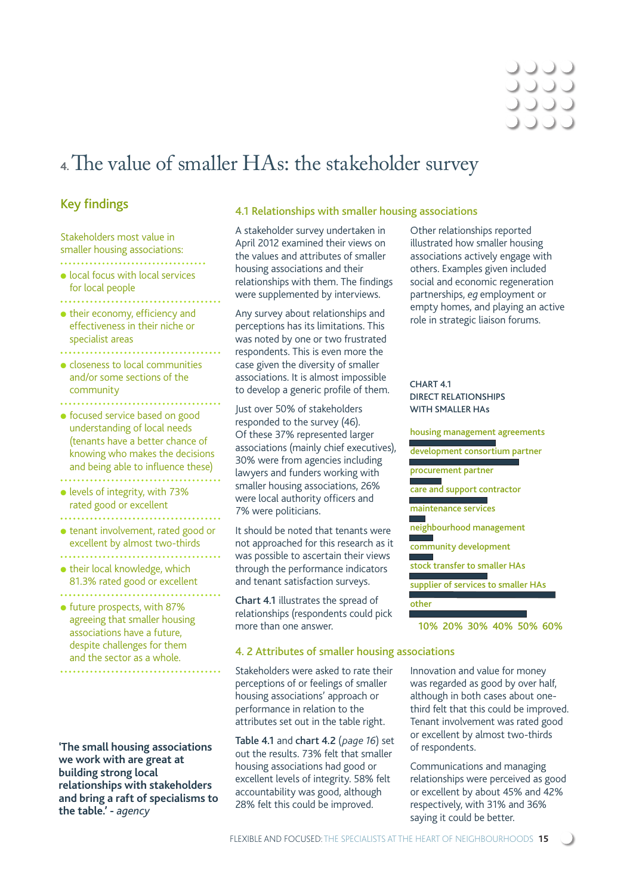# 4. The value of smaller HAs: the stakeholder survey

## Key findings

Stakeholders most value in smaller housing associations:

- local focus with local services for local people
- their economy, efficiency and effectiveness in their niche or specialist areas
- closeness to local communities and/or some sections of the community
- focused service based on good understanding of local needs (tenants have a better chance of knowing who makes the decisions and being able to influence these)
- levels of integrity, with 73% rated good or excellent
- tenant involvement, rated good or excellent by almost two-thirds
- their local knowledge, which 81.3% rated good or excellent
- future prospects, with 87% agreeing that smaller housing associations have a future, despite challenges for them and the sector as a whole.

**'The small housing associations we work with are great at building strong local relationships with stakeholders and bring a raft of specialisms to the table.'** - *agency*

### 4.1 Relationships with smaller housing associations

A stakeholder survey undertaken in April 2012 examined their views on the values and attributes of smaller housing associations and their relationships with them. The findings were supplemented by interviews.

Any survey about relationships and perceptions has its limitations. This was noted by one or two frustrated respondents. This is even more the case given the diversity of smaller associations. It is almost impossible to develop a generic profile of them.

Just over 50% of stakeholders responded to the survey (46). Of these 37% represented larger associations (mainly chief executives), 30% were from agencies including lawyers and funders working with smaller housing associations, 26% were local authority officers and 7% were politicians.

It should be noted that tenants were not approached for this research as it was possible to ascertain their views through the performance indicators and tenant satisfaction surveys.

**Chart 4.1** illustrates the spread of relationships (respondents could pick more than one answer.

Other relationships reported illustrated how smaller housing associations actively engage with others. Examples given included social and economic regeneration partnerships, *eg* employment or empty homes, and playing an active role in strategic liaison forums.

**CHART 4.1**
**DIRECT RELATIONSHIPS WITH SMALLER HAs**

- housing management agreements
- development consortium partner
- procurement partner
- care and support contractor
- maintenance services
- neighbourhood management
- community development
- stock transfer to smaller HAs
- supplier of services to smaller HAs
- other

10% 20% 30% 40% 50% 60%

### 4. 2 Attributes of smaller housing associations

Stakeholders were asked to rate their perceptions of or feelings of smaller housing associations' approach or performance in relation to the attributes set out in the table right.

**Table 4.1** and **chart 4.2** (*page 16*) set out the results. 73% felt that smaller housing associations had good or excellent levels of integrity. 58% felt accountability was good, although 28% felt this could be improved.

Innovation and value for money was regarded as good by over half, although in both cases about one-third felt that this could be improved. Tenant involvement was rated good or excellent by almost two-thirds of respondents.

Communications and managing relationships were perceived as good or excellent by about 45% and 42% respectively, with 31% and 36% saying it could be better.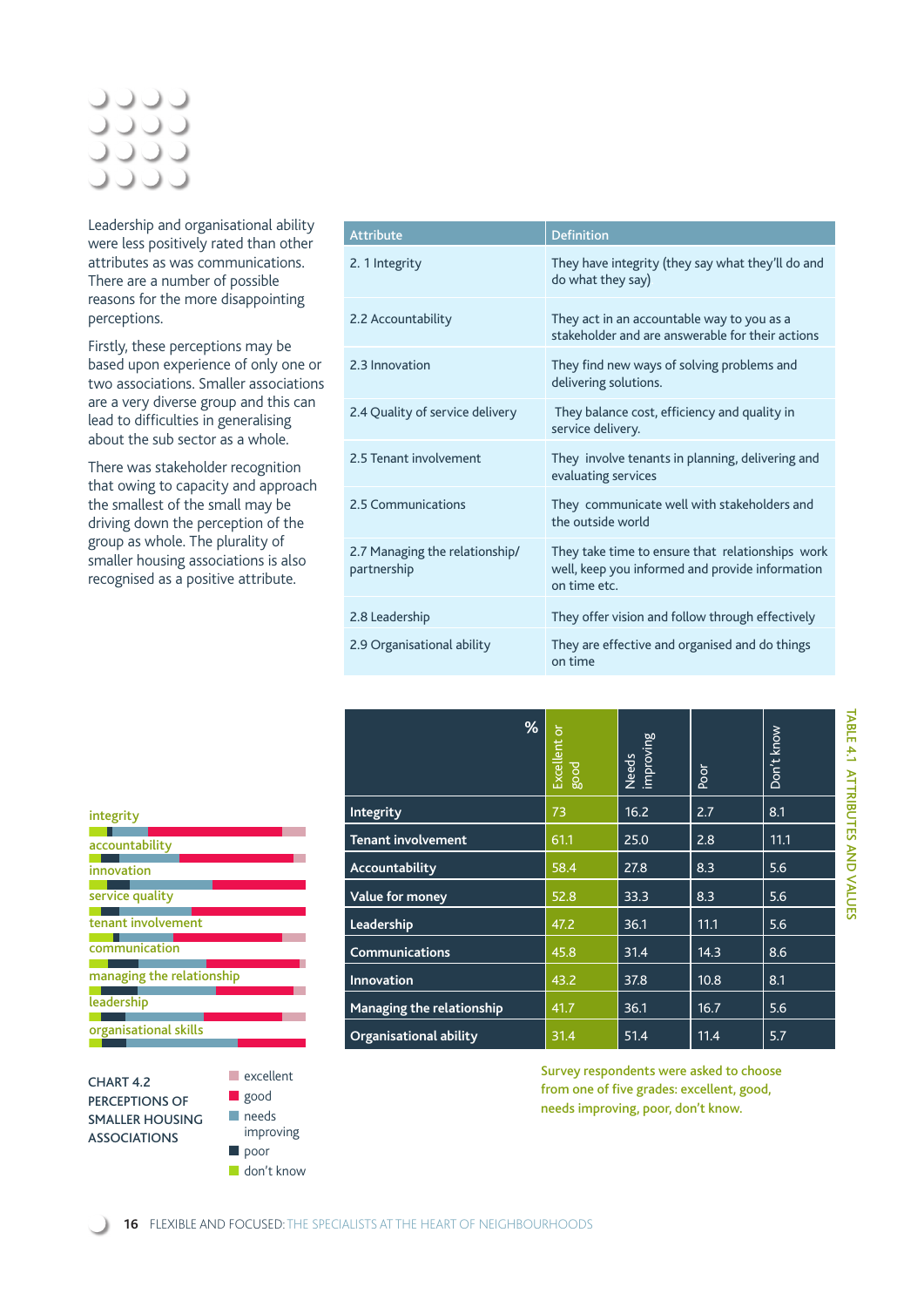Leadership and organisational ability were less positively rated than other attributes as was communications. There are a number of possible reasons for the more disappointing perceptions.

Firstly, these perceptions may be based upon experience of only one or two associations. Smaller associations are a very diverse group and this can lead to difficulties in generalising about the sub sector as a whole.

There was stakeholder recognition that owing to capacity and approach the smallest of the small may be driving down the perception of the group as whole. The plurality of smaller housing associations is also recognised as a positive attribute.

| Attribute | Definition |
|---|---|
| 2. 1 Integrity | They have integrity (they say what they'll do and do what they say) |
| 2.2 Accountability | They act in an accountable way to you as a stakeholder and are answerable for their actions |
| 2.3 Innovation | They find new ways of solving problems and delivering solutions. |
| 2.4 Quality of service delivery | They balance cost, efficiency and quality in service delivery. |
| 2.5 Tenant involvement | They involve tenants in planning, delivering and evaluating services |
| 2.5 Communications | They communicate well with stakeholders and the outside world |
| 2.7 Managing the relationship/ partnership | They take time to ensure that relationships work well, keep you informed and provide information on time etc. |
| 2.8 Leadership | They offer vision and follow through effectively |
| 2.9 Organisational ability | They are effective and organised and do things on time |

CHART 4.2 PERCEPTIONS OF SMALLER HOUSING ASSOCIATIONS

(Legend: excellent, good, needs improving, poor, don't know. Categories: integrity, accountability, innovation, service quality, tenant involvement, communication, managing the relationship, leadership, organisational skills)

TABLE 4.1 ATTRIBUTES AND VALUES

| % | Excellent or good | Needs improving | Poor | Don't know |
|---|---|---|---|---|
| Integrity | 73 | 16.2 | 2.7 | 8.1 |
| Tenant involvement | 61.1 | 25.0 | 2.8 | 11.1 |
| Accountability | 58.4 | 27.8 | 8.3 | 5.6 |
| Value for money | 52.8 | 33.3 | 8.3 | 5.6 |
| Leadership | 47.2 | 36.1 | 11.1 | 5.6 |
| Communications | 45.8 | 31.4 | 14.3 | 8.6 |
| Innovation | 43.2 | 37.8 | 10.8 | 8.1 |
| Managing the relationship | 41.7 | 36.1 | 16.7 | 5.6 |
| Organisational ability | 31.4 | 51.4 | 11.4 | 5.7 |

Survey respondents were asked to choose from one of five grades: excellent, good, needs improving, poor, don't know.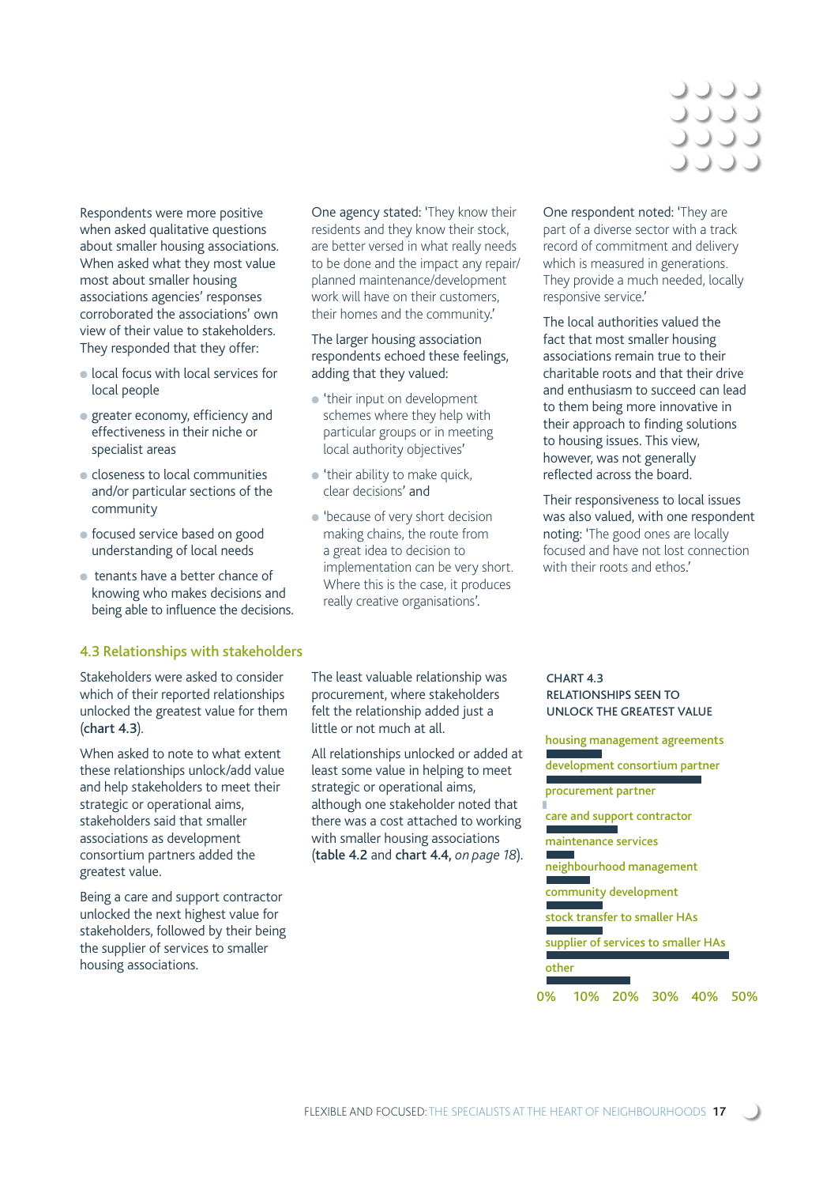Respondents were more positive when asked qualitative questions about smaller housing associations. When asked what they most value most about smaller housing associations agencies' responses corroborated the associations' own view of their value to stakeholders. They responded that they offer:

- local focus with local services for local people
- greater economy, efficiency and effectiveness in their niche or specialist areas
- closeness to local communities and/or particular sections of the community
- focused service based on good understanding of local needs
- tenants have a better chance of knowing who makes decisions and being able to influence the decisions.

One agency stated: 'They know their residents and they know their stock, are better versed in what really needs to be done and the impact any repair/planned maintenance/development work will have on their customers, their homes and the community.'

The larger housing association respondents echoed these feelings, adding that they valued:

- 'their input on development schemes where they help with particular groups or in meeting local authority objectives'
- 'their ability to make quick, clear decisions' and
- 'because of very short decision making chains, the route from a great idea to decision to implementation can be very short. Where this is the case, it produces really creative organisations'.

One respondent noted: 'They are part of a diverse sector with a track record of commitment and delivery which is measured in generations. They provide a much needed, locally responsive service.'

The local authorities valued the fact that most smaller housing associations remain true to their charitable roots and that their drive and enthusiasm to succeed can lead to them being more innovative in their approach to finding solutions to housing issues. This view, however, was not generally reflected across the board.

Their responsiveness to local issues was also valued, with one respondent noting: 'The good ones are locally focused and have not lost connection with their roots and ethos.'

## 4.3 Relationships with stakeholders

Stakeholders were asked to consider which of their reported relationships unlocked the greatest value for them (**chart 4.3**).

When asked to note to what extent these relationships unlock/add value and help stakeholders to meet their strategic or operational aims, stakeholders said that smaller associations as development consortium partners added the greatest value.

Being a care and support contractor unlocked the next highest value for stakeholders, followed by their being the supplier of services to smaller housing associations.

The least valuable relationship was procurement, where stakeholders felt the relationship added just a little or not much at all.

All relationships unlocked or added at least some value in helping to meet strategic or operational aims, although one stakeholder noted that there was a cost attached to working with smaller housing associations (**table 4.2** and **chart 4.4**, *on page 18*).

**CHART 4.3**
**RELATIONSHIPS SEEN TO UNLOCK THE GREATEST VALUE**

| Relationship | Approximate value |
|---|---|
| housing management agreements | ~14% |
| development consortium partner | ~39% |
| procurement partner | ~1% |
| care and support contractor | ~18% |
| maintenance services | ~7% |
| neighbourhood management | ~11% |
| community development | ~14% |
| stock transfer to smaller HAs | ~14% |
| supplier of services to smaller HAs | ~46% |
| other | ~21% |

Axis: 0% 10% 20% 30% 40% 50%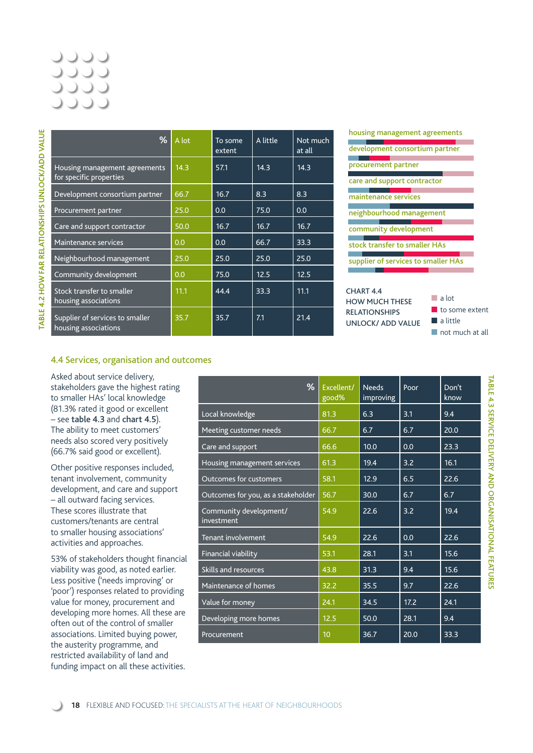**TABLE 4.2 HOW FAR RELATIONSHIPS UNLOCK/ADD VALUE**

| % | A lot | To some extent | A little | Not much at all |
|---|---|---|---|---|
| Housing management agreements for specific properties | 14.3 | 57.1 | 14.3 | 14.3 |
| Development consortium partner | 66.7 | 16.7 | 8.3 | 8.3 |
| Procurement partner | 25.0 | 0.0 | 75.0 | 0.0 |
| Care and support contractor | 50.0 | 16.7 | 16.7 | 16.7 |
| Maintenance services | 0.0 | 0.0 | 66.7 | 33.3 |
| Neighbourhood management | 25.0 | 25.0 | 25.0 | 25.0 |
| Community development | 0.0 | 75.0 | 12.5 | 12.5 |
| Stock transfer to smaller housing associations | 11.1 | 44.4 | 33.3 | 11.1 |
| Supplier of services to smaller housing associations | 35.7 | 35.7 | 7.1 | 21.4 |

CHART 4.4
HOW MUCH THESE RELATIONSHIPS UNLOCK/ ADD VALUE

## 4.4 Services, organisation and outcomes

Asked about service delivery, stakeholders gave the highest rating to smaller HAs' local knowledge (81.3% rated it good or excellent – see **table 4.3** and **chart 4.5**). The ability to meet customers' needs also scored very positively (66.7% said good or excellent).

Other positive responses included, tenant involvement, community development, and care and support – all outward facing services. These scores illustrate that customers/tenants are central to smaller housing associations' activities and approaches.

53% of stakeholders thought financial viability was good, as noted earlier. Less positive ('needs improving' or 'poor') responses related to providing value for money, procurement and developing more homes. All these are often out of the control of smaller associations. Limited buying power, the austerity programme, and restricted availability of land and funding impact on all these activities.

**TABLE 4.3 SERVICE DELIVERY AND ORGANISATIONAL FEATURES**

| % | Excellent/ good% | Needs improving | Poor | Don't know |
|---|---|---|---|---|
| Local knowledge | 81.3 | 6.3 | 3.1 | 9.4 |
| Meeting customer needs | 66.7 | 6.7 | 6.7 | 20.0 |
| Care and support | 66.6 | 10.0 | 0.0 | 23.3 |
| Housing management services | 61.3 | 19.4 | 3.2 | 16.1 |
| Outcomes for customers | 58.1 | 12.9 | 6.5 | 22.6 |
| Outcomes for you, as a stakeholder | 56.7 | 30.0 | 6.7 | 6.7 |
| Community development/ investment | 54.9 | 22.6 | 3.2 | 19.4 |
| Tenant involvement | 54.9 | 22.6 | 0.0 | 22.6 |
| Financial viability | 53.1 | 28.1 | 3.1 | 15.6 |
| Skills and resources | 43.8 | 31.3 | 9.4 | 15.6 |
| Maintenance of homes | 32.2 | 35.5 | 9.7 | 22.6 |
| Value for money | 24.1 | 34.5 | 17.2 | 24.1 |
| Developing more homes | 12.5 | 50.0 | 28.1 | 9.4 |
| Procurement | 10 | 36.7 | 20.0 | 33.3 |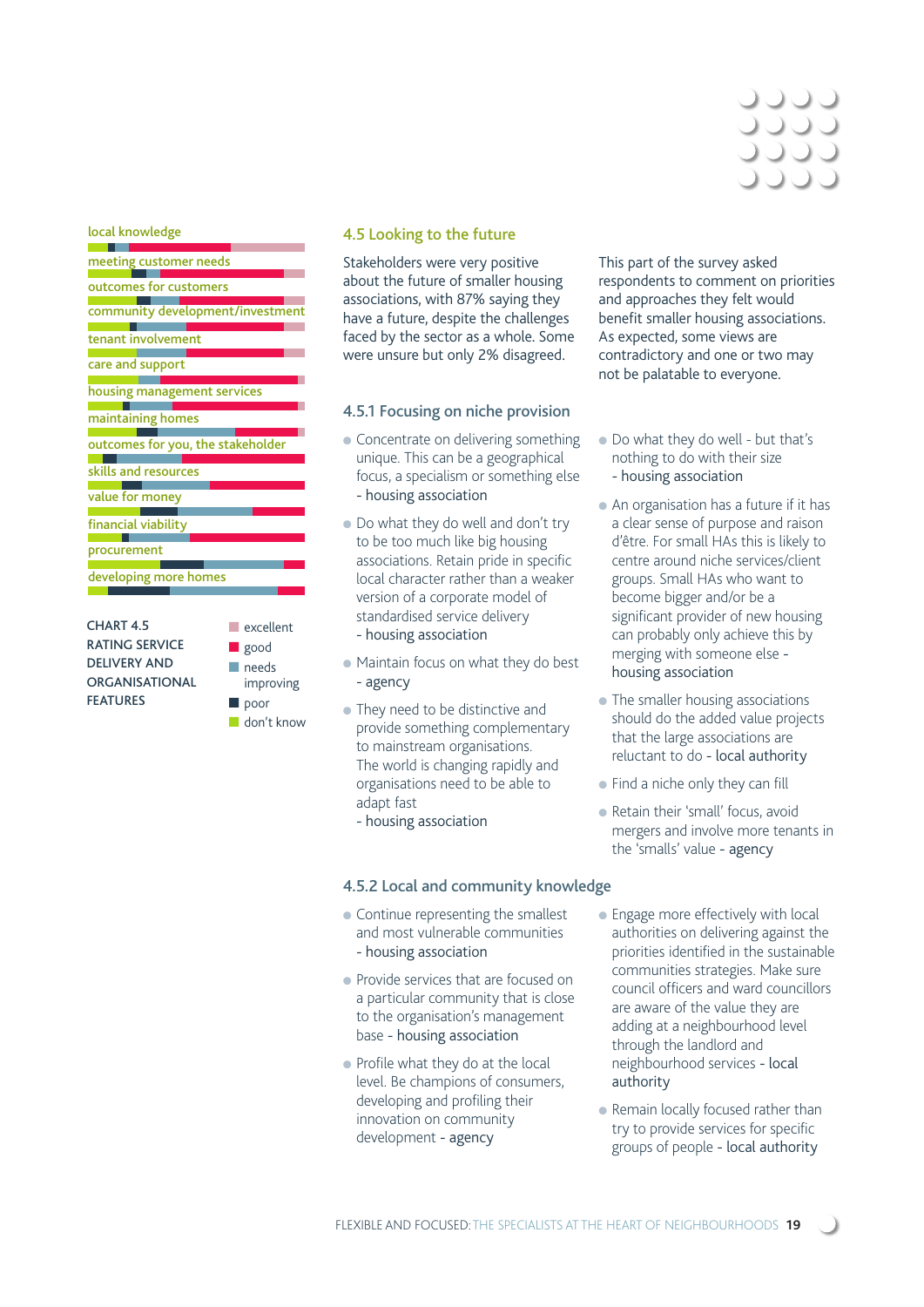local knowledge

meeting customer needs

outcomes for customers

community development/investment

tenant involvement

care and support

housing management services

maintaining homes

outcomes for you, the stakeholder

skills and resources

value for money

financial viability

procurement

developing more homes

CHART 4.5
RATING SERVICE DELIVERY AND ORGANISATIONAL FEATURES

- excellent
- good
- needs improving
- poor
- don't know

## 4.5 Looking to the future

Stakeholders were very positive about the future of smaller housing associations, with 87% saying they have a future, despite the challenges faced by the sector as a whole. Some were unsure but only 2% disagreed.

This part of the survey asked respondents to comment on priorities and approaches they felt would benefit smaller housing associations. As expected, some views are contradictory and one or two may not be palatable to everyone.

### 4.5.1 Focusing on niche provision

- Concentrate on delivering something unique. This can be a geographical focus, a specialism or something else - housing association
- Do what they do well and don't try to be too much like big housing associations. Retain pride in specific local character rather than a weaker version of a corporate model of standardised service delivery - housing association
- Maintain focus on what they do best - agency
- They need to be distinctive and provide something complementary to mainstream organisations. The world is changing rapidly and organisations need to be able to adapt fast - housing association
- Do what they do well - but that's nothing to do with their size - housing association
- An organisation has a future if it has a clear sense of purpose and raison d'être. For small HAs this is likely to centre around niche services/client groups. Small HAs who want to become bigger and/or be a significant provider of new housing can probably only achieve this by merging with someone else - housing association
- The smaller housing associations should do the added value projects that the large associations are reluctant to do - local authority
- Find a niche only they can fill
- Retain their 'small' focus, avoid mergers and involve more tenants in the 'smalls' value - agency

### 4.5.2 Local and community knowledge

- Continue representing the smallest and most vulnerable communities - housing association
- Provide services that are focused on a particular community that is close to the organisation's management base - housing association
- Profile what they do at the local level. Be champions of consumers, developing and profiling their innovation on community development - agency
- Engage more effectively with local authorities on delivering against the priorities identified in the sustainable communities strategies. Make sure council officers and ward councillors are aware of the value they are adding at a neighbourhood level through the landlord and neighbourhood services - local authority
- Remain locally focused rather than try to provide services for specific groups of people - local authority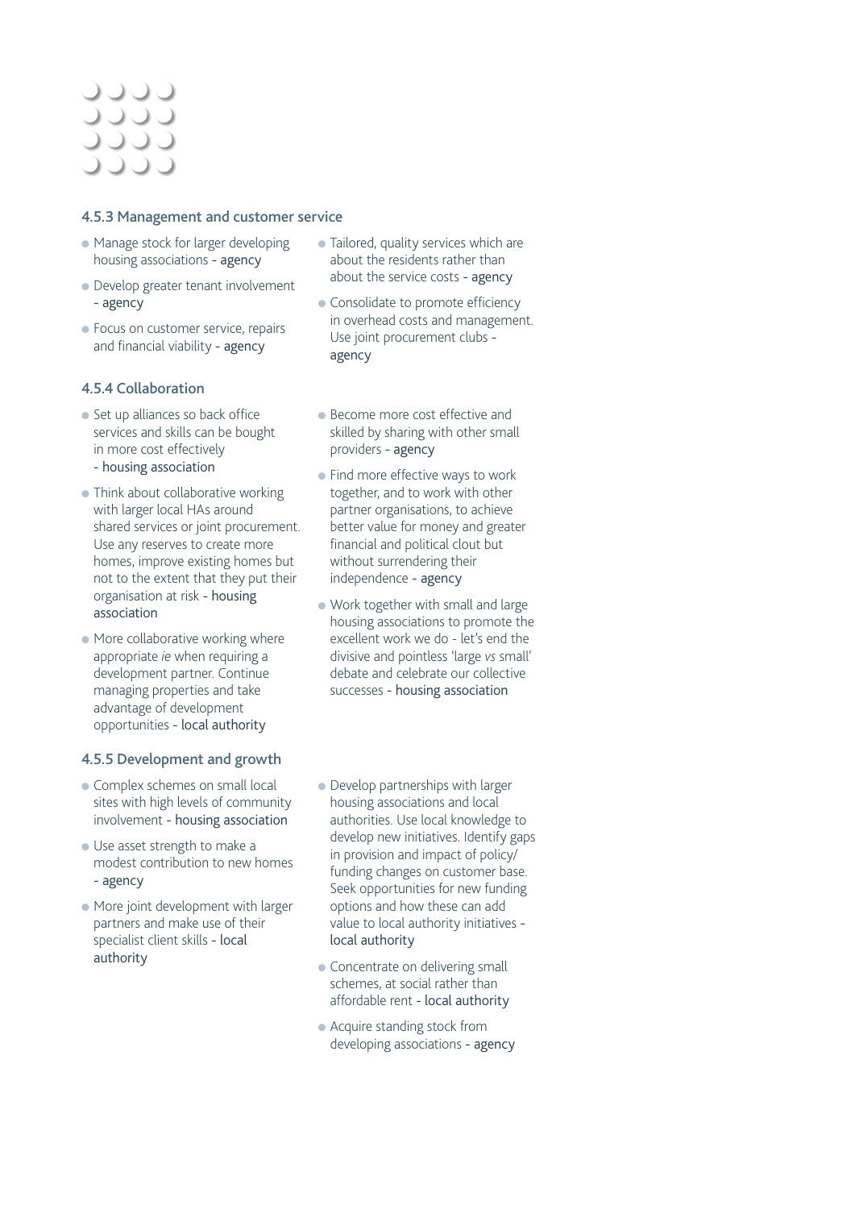### 4.5.3 Management and customer service

- Manage stock for larger developing housing associations - agency
- Develop greater tenant involvement - agency
- Focus on customer service, repairs and financial viability - agency
- Tailored, quality services which are about the residents rather than about the service costs - agency
- Consolidate to promote efficiency in overhead costs and management. Use joint procurement clubs - agency

### 4.5.4 Collaboration

- Set up alliances so back office services and skills can be bought in more cost effectively - housing association
- Think about collaborative working with larger local HAs around shared services or joint procurement. Use any reserves to create more homes, improve existing homes but not to the extent that they put their organisation at risk - housing association
- More collaborative working where appropriate *ie* when requiring a development partner. Continue managing properties and take advantage of development opportunities - local authority
- Become more cost effective and skilled by sharing with other small providers - agency
- Find more effective ways to work together, and to work with other partner organisations, to achieve better value for money and greater financial and political clout but without surrendering their independence - agency
- Work together with small and large housing associations to promote the excellent work we do - let's end the divisive and pointless 'large *vs* small' debate and celebrate our collective successes - housing association

### 4.5.5 Development and growth

- Complex schemes on small local sites with high levels of community involvement - housing association
- Use asset strength to make a modest contribution to new homes - agency
- More joint development with larger partners and make use of their specialist client skills - local authority
- Develop partnerships with larger housing associations and local authorities. Use local knowledge to develop new initiatives. Identify gaps in provision and impact of policy/funding changes on customer base. Seek opportunities for new funding options and how these can add value to local authority initiatives - local authority
- Concentrate on delivering small schemes, at social rather than affordable rent - local authority
- Acquire standing stock from developing associations - agency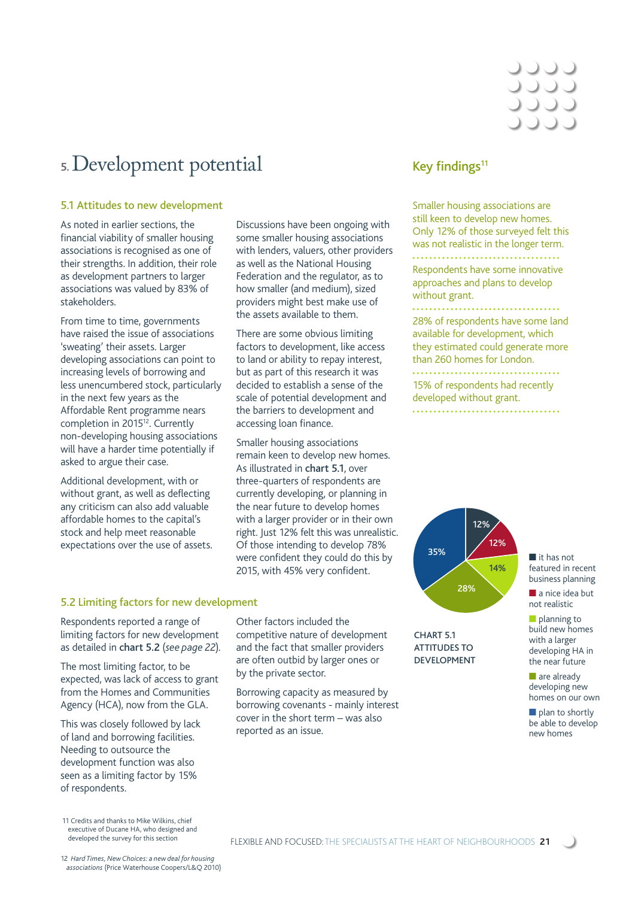# 5. Development potential

## 5.1 Attitudes to new development

As noted in earlier sections, the financial viability of smaller housing associations is recognised as one of their strengths. In addition, their role as development partners to larger associations was valued by 83% of stakeholders.

From time to time, governments have raised the issue of associations 'sweating' their assets. Larger developing associations can point to increasing levels of borrowing and less unencumbered stock, particularly in the next few years as the Affordable Rent programme nears completion in 2015[12]. Currently non-developing housing associations will have a harder time potentially if asked to argue their case.

Additional development, with or without grant, as well as deflecting any criticism can also add valuable affordable homes to the capital's stock and help meet reasonable expectations over the use of assets.

Discussions have been ongoing with some smaller housing associations with lenders, valuers, other providers as well as the National Housing Federation and the regulator, as to how smaller (and medium), sized providers might best make use of the assets available to them.

There are some obvious limiting factors to development, like access to land or ability to repay interest, but as part of this research it was decided to establish a sense of the scale of potential development and the barriers to development and accessing loan finance.

Smaller housing associations remain keen to develop new homes. As illustrated in **chart 5.1**, over three-quarters of respondents are currently developing, or planning in the near future to develop homes with a larger provider or in their own right. Just 12% felt this was unrealistic. Of those intending to develop 78% were confident they could do this by 2015, with 45% very confident.

## 5.2 Limiting factors for new development

Respondents reported a range of limiting factors for new development as detailed in **chart 5.2** (*see page 22*).

The most limiting factor, to be expected, was lack of access to grant from the Homes and Communities Agency (HCA), now from the GLA.

This was closely followed by lack of land and borrowing facilities. Needing to outsource the development function was also seen as a limiting factor by 15% of respondents.

Other factors included the competitive nature of development and the fact that smaller providers are often outbid by larger ones or by the private sector.

Borrowing capacity as measured by borrowing covenants - mainly interest cover in the short term – was also reported as an issue.

## Key findings[11]

Smaller housing associations are still keen to develop new homes. Only 12% of those surveyed felt this was not realistic in the longer term.

Respondents have some innovative approaches and plans to develop without grant.

28% of respondents have some land available for development, which they estimated could generate more than 260 homes for London.

15% of respondents had recently developed without grant.

| Attitude | % |
|---|---|
| it has not featured in recent business planning | 12% |
| a nice idea but not realistic | 12% |
| planning to build new homes with a larger developing HA in the near future | 14% |
| are already developing new homes on our own | 28% |
| plan to shortly be able to develop new homes | 35% |

CHART 5.1 ATTITUDES TO DEVELOPMENT

11 Credits and thanks to Mike Wilkins, chief executive of Ducane HA, who designed and developed the survey for this section

12 *Hard Times, New Choices: a new deal for housing associations* (Price Waterhouse Coopers/L&Q 2010)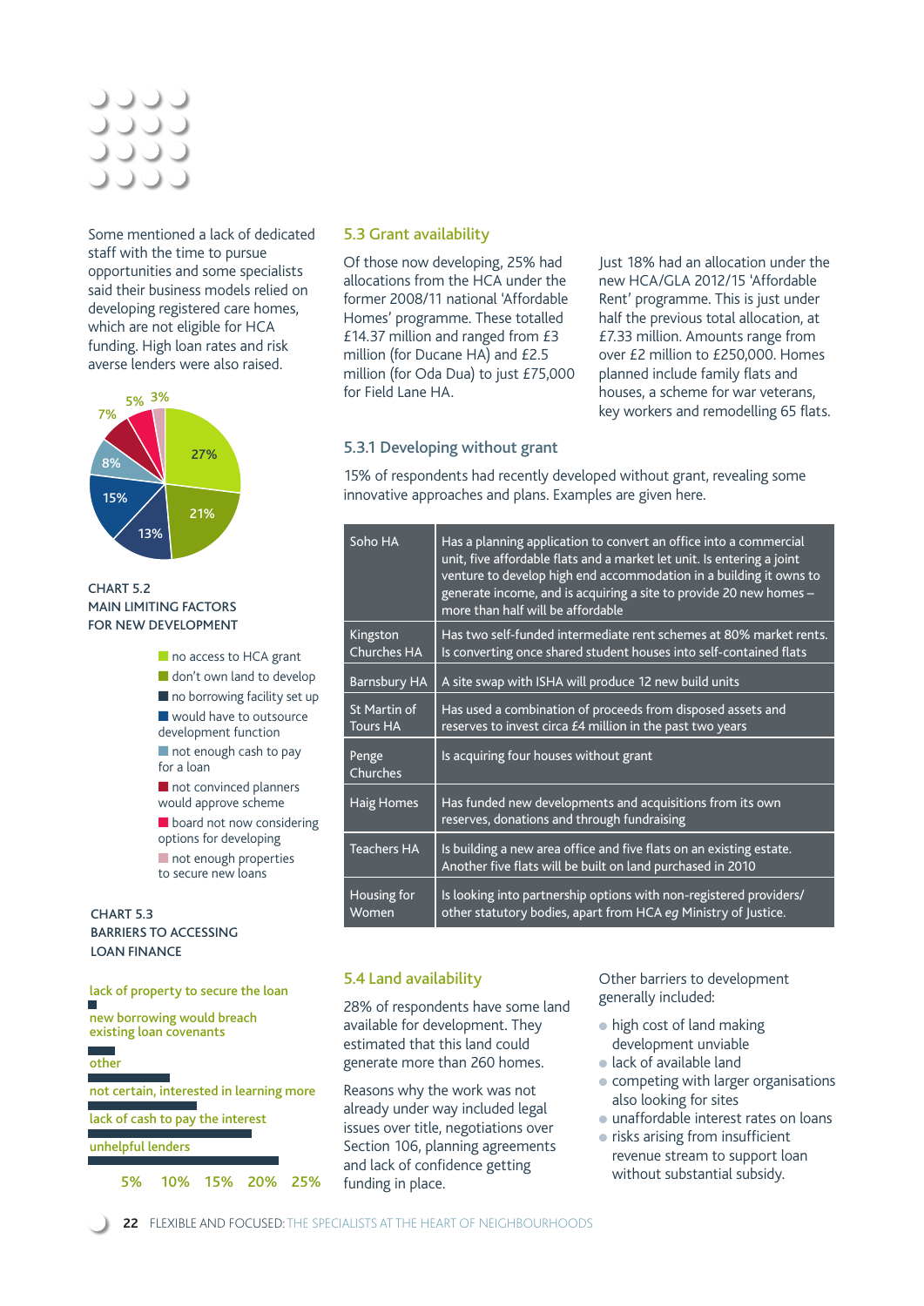Some mentioned a lack of dedicated staff with the time to pursue opportunities and some specialists said their business models relied on developing registered care homes, which are not eligible for HCA funding. High loan rates and risk averse lenders were also raised.

CHART 5.2
MAIN LIMITING FACTORS FOR NEW DEVELOPMENT

- no access to HCA grant (27%)
- don't own land to develop (21%)
- no borrowing facility set up (13%)
- would have to outsource development function (15%)
- not enough cash to pay for a loan (8%)
- not convinced planners would approve scheme (7%)
- board not now considering options for developing (5%)
- not enough properties to secure new loans (3%)

CHART 5.3
BARRIERS TO ACCESSING LOAN FINANCE

- lack of property to secure the loan
- new borrowing would breach existing loan covenants
- other
- not certain, interested in learning more
- lack of cash to pay the interest
- unhelpful lenders

5% 10% 15% 20% 25%

## 5.3 Grant availability

Of those now developing, 25% had allocations from the HCA under the former 2008/11 national 'Affordable Homes' programme. These totalled £14.37 million and ranged from £3 million (for Ducane HA) and £2.5 million (for Oda Dua) to just £75,000 for Field Lane HA.

Just 18% had an allocation under the new HCA/GLA 2012/15 'Affordable Rent' programme. This is just under half the previous total allocation, at £7.33 million. Amounts range from over £2 million to £250,000. Homes planned include family flats and houses, a scheme for war veterans, key workers and remodelling 65 flats.

### 5.3.1 Developing without grant

15% of respondents had recently developed without grant, revealing some innovative approaches and plans. Examples are given here.

| | |
|---|---|
| Soho HA | Has a planning application to convert an office into a commercial unit, five affordable flats and a market let unit. Is entering a joint venture to develop high end accommodation in a building it owns to generate income, and is acquiring a site to provide 20 new homes – more than half will be affordable |
| Kingston Churches HA | Has two self-funded intermediate rent schemes at 80% market rents. Is converting once shared student houses into self-contained flats |
| Barnsbury HA | A site swap with ISHA will produce 12 new build units |
| St Martin of Tours HA | Has used a combination of proceeds from disposed assets and reserves to invest circa £4 million in the past two years |
| Penge Churches | Is acquiring four houses without grant |
| Haig Homes | Has funded new developments and acquisitions from its own reserves, donations and through fundraising |
| Teachers HA | Is building a new area office and five flats on an existing estate. Another five flats will be built on land purchased in 2010 |
| Housing for Women | Is looking into partnership options with non-registered providers/ other statutory bodies, apart from HCA *eg* Ministry of Justice. |

## 5.4 Land availability

28% of respondents have some land available for development. They estimated that this land could generate more than 260 homes.

Reasons why the work was not already under way included legal issues over title, negotiations over Section 106, planning agreements and lack of confidence getting funding in place.

Other barriers to development generally included:

- high cost of land making development unviable
- lack of available land
- competing with larger organisations also looking for sites
- unaffordable interest rates on loans
- risks arising from insufficient revenue stream to support loan without substantial subsidy.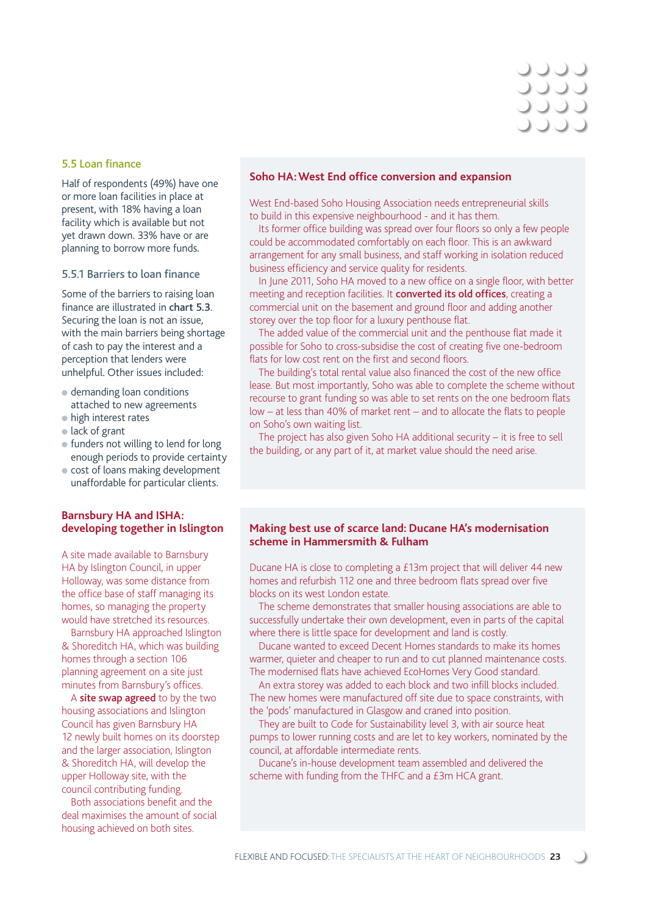## 5.5 Loan finance

Half of respondents (49%) have one or more loan facilities in place at present, with 18% having a loan facility which is available but not yet drawn down. 33% have or are planning to borrow more funds.

### 5.5.1 Barriers to loan finance

Some of the barriers to raising loan finance are illustrated in **chart 5.3**. Securing the loan is not an issue, with the main barriers being shortage of cash to pay the interest and a perception that lenders were unhelpful. Other issues included:

- demanding loan conditions attached to new agreements
- high interest rates
- lack of grant
- funders not willing to lend for long enough periods to provide certainty
- cost of loans making development unaffordable for particular clients.

### Barnsbury HA and ISHA: developing together in Islington

A site made available to Barnsbury HA by Islington Council, in upper Holloway, was some distance from the office base of staff managing its homes, so managing the property would have stretched its resources.

Barnsbury HA approached Islington & Shoreditch HA, which was building homes through a section 106 planning agreement on a site just minutes from Barnsbury's offices.

A **site swap agreed** to by the two housing associations and Islington Council has given Barnsbury HA 12 newly built homes on its doorstep and the larger association, Islington & Shoreditch HA, will develop the upper Holloway site, with the council contributing funding.

Both associations benefit and the deal maximises the amount of social housing achieved on both sites.

### Soho HA: West End office conversion and expansion

West End-based Soho Housing Association needs entrepreneurial skills to build in this expensive neighbourhood - and it has them.

Its former office building was spread over four floors so only a few people could be accommodated comfortably on each floor. This is an awkward arrangement for any small business, and staff working in isolation reduced business efficiency and service quality for residents.

In June 2011, Soho HA moved to a new office on a single floor, with better meeting and reception facilities. It **converted its old offices**, creating a commercial unit on the basement and ground floor and adding another storey over the top floor for a luxury penthouse flat.

The added value of the commercial unit and the penthouse flat made it possible for Soho to cross-subsidise the cost of creating five one-bedroom flats for low cost rent on the first and second floors.

The building's total rental value also financed the cost of the new office lease. But most importantly, Soho was able to complete the scheme without recourse to grant funding so was able to set rents on the one bedroom flats low – at less than 40% of market rent – and to allocate the flats to people on Soho's own waiting list.

The project has also given Soho HA additional security – it is free to sell the building, or any part of it, at market value should the need arise.

### Making best use of scarce land: Ducane HA's modernisation scheme in Hammersmith & Fulham

Ducane HA is close to completing a £13m project that will deliver 44 new homes and refurbish 112 one and three bedroom flats spread over five blocks on its west London estate.

The scheme demonstrates that smaller housing associations are able to successfully undertake their own development, even in parts of the capital where there is little space for development and land is costly.

Ducane wanted to exceed Decent Homes standards to make its homes warmer, quieter and cheaper to run and to cut planned maintenance costs. The modernised flats have achieved EcoHomes Very Good standard.

An extra storey was added to each block and two infill blocks included. The new homes were manufactured off site due to space constraints, with the 'pods' manufactured in Glasgow and craned into position.

They are built to Code for Sustainability level 3, with air source heat pumps to lower running costs and are let to key workers, nominated by the council, at affordable intermediate rents.

Ducane's in-house development team assembled and delivered the scheme with funding from the THFC and a £3m HCA grant.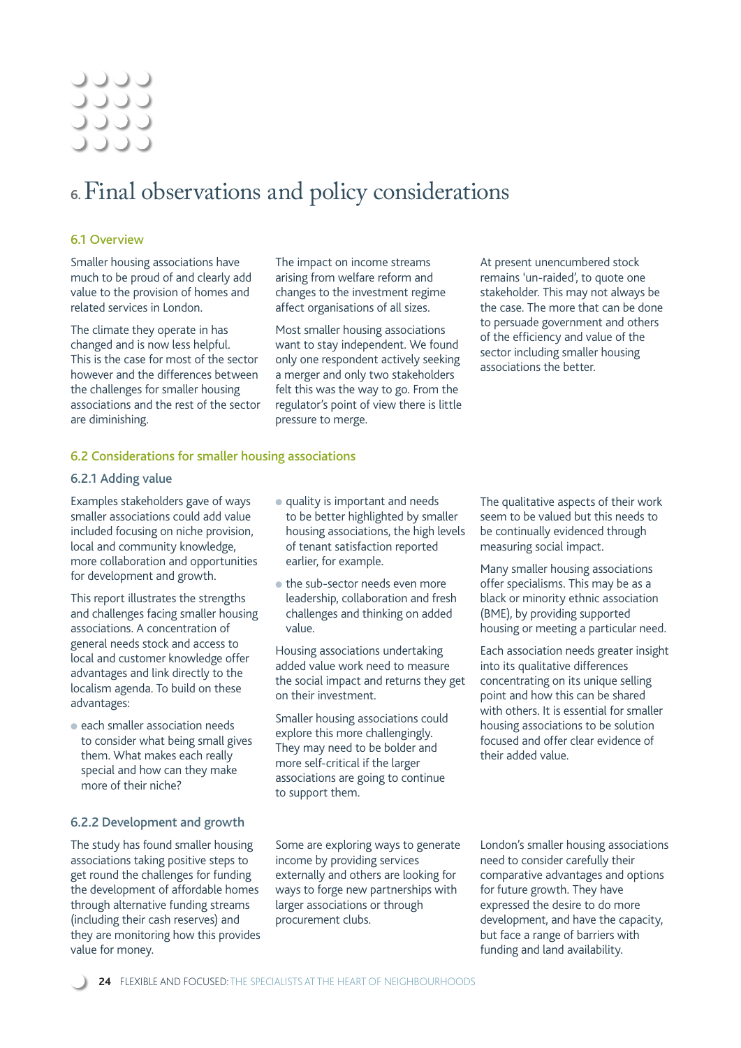# 6. Final observations and policy considerations

## 6.1 Overview

Smaller housing associations have much to be proud of and clearly add value to the provision of homes and related services in London.

The climate they operate in has changed and is now less helpful. This is the case for most of the sector however and the differences between the challenges for smaller housing associations and the rest of the sector are diminishing.

The impact on income streams arising from welfare reform and changes to the investment regime affect organisations of all sizes.

Most smaller housing associations want to stay independent. We found only one respondent actively seeking a merger and only two stakeholders felt this was the way to go. From the regulator's point of view there is little pressure to merge.

At present unencumbered stock remains 'un-raided', to quote one stakeholder. This may not always be the case. The more that can be done to persuade government and others of the efficiency and value of the sector including smaller housing associations the better.

## 6.2 Considerations for smaller housing associations

### 6.2.1 Adding value

Examples stakeholders gave of ways smaller associations could add value included focusing on niche provision, local and community knowledge, more collaboration and opportunities for development and growth.

This report illustrates the strengths and challenges facing smaller housing associations. A concentration of general needs stock and access to local and customer knowledge offer advantages and link directly to the localism agenda. To build on these advantages:

- each smaller association needs to consider what being small gives them. What makes each really special and how can they make more of their niche?
- quality is important and needs to be better highlighted by smaller housing associations, the high levels of tenant satisfaction reported earlier, for example.
- the sub-sector needs even more leadership, collaboration and fresh challenges and thinking on added value.

Housing associations undertaking added value work need to measure the social impact and returns they get on their investment.

Smaller housing associations could explore this more challengingly. They may need to be bolder and more self-critical if the larger associations are going to continue to support them.

The qualitative aspects of their work seem to be valued but this needs to be continually evidenced through measuring social impact.

Many smaller housing associations offer specialisms. This may be as a black or minority ethnic association (BME), by providing supported housing or meeting a particular need.

Each association needs greater insight into its qualitative differences concentrating on its unique selling point and how this can be shared with others. It is essential for smaller housing associations to be solution focused and offer clear evidence of their added value.

### 6.2.2 Development and growth

The study has found smaller housing associations taking positive steps to get round the challenges for funding the development of affordable homes through alternative funding streams (including their cash reserves) and they are monitoring how this provides value for money.

Some are exploring ways to generate income by providing services externally and others are looking for ways to forge new partnerships with larger associations or through procurement clubs.

London's smaller housing associations need to consider carefully their comparative advantages and options for future growth. They have expressed the desire to do more development, and have the capacity, but face a range of barriers with funding and land availability.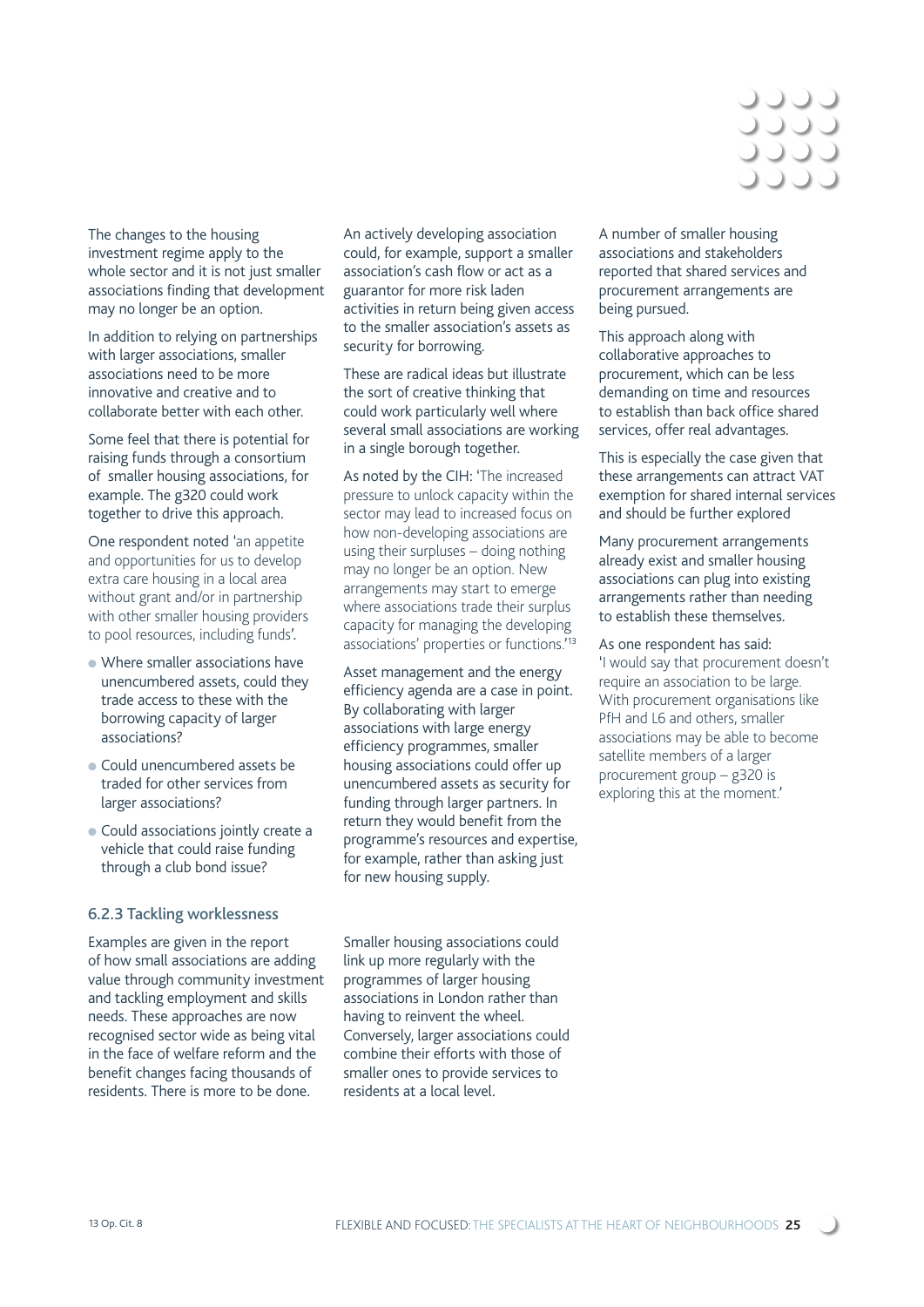The changes to the housing investment regime apply to the whole sector and it is not just smaller associations finding that development may no longer be an option.

In addition to relying on partnerships with larger associations, smaller associations need to be more innovative and creative and to collaborate better with each other.

Some feel that there is potential for raising funds through a consortium of smaller housing associations, for example. The g320 could work together to drive this approach.

One respondent noted 'an appetite and opportunities for us to develop extra care housing in a local area without grant and/or in partnership with other smaller housing providers to pool resources, including funds'.

- Where smaller associations have unencumbered assets, could they trade access to these with the borrowing capacity of larger associations?
- Could unencumbered assets be traded for other services from larger associations?
- Could associations jointly create a vehicle that could raise funding through a club bond issue?

An actively developing association could, for example, support a smaller association's cash flow or act as a guarantor for more risk laden activities in return being given access to the smaller association's assets as security for borrowing.

These are radical ideas but illustrate the sort of creative thinking that could work particularly well where several small associations are working in a single borough together.

As noted by the CIH: 'The increased pressure to unlock capacity within the sector may lead to increased focus on how non-developing associations are using their surpluses – doing nothing may no longer be an option. New arrangements may start to emerge where associations trade their surplus capacity for managing the developing associations' properties or functions.'[13]

Asset management and the energy efficiency agenda are a case in point. By collaborating with larger associations with large energy efficiency programmes, smaller housing associations could offer up unencumbered assets as security for funding through larger partners. In return they would benefit from the programme's resources and expertise, for example, rather than asking just for new housing supply.

A number of smaller housing associations and stakeholders reported that shared services and procurement arrangements are being pursued.

This approach along with collaborative approaches to procurement, which can be less demanding on time and resources to establish than back office shared services, offer real advantages.

This is especially the case given that these arrangements can attract VAT exemption for shared internal services and should be further explored

Many procurement arrangements already exist and smaller housing associations can plug into existing arrangements rather than needing to establish these themselves.

As one respondent has said: 'I would say that procurement doesn't require an association to be large. With procurement organisations like PfH and L6 and others, smaller associations may be able to become satellite members of a larger procurement group – g320 is exploring this at the moment.'

### 6.2.3 Tackling worklessness

Examples are given in the report of how small associations are adding value through community investment and tackling employment and skills needs. These approaches are now recognised sector wide as being vital in the face of welfare reform and the benefit changes facing thousands of residents. There is more to be done.

Smaller housing associations could link up more regularly with the programmes of larger housing associations in London rather than having to reinvent the wheel. Conversely, larger associations could combine their efforts with those of smaller ones to provide services to residents at a local level.

13 Op. Cit. 8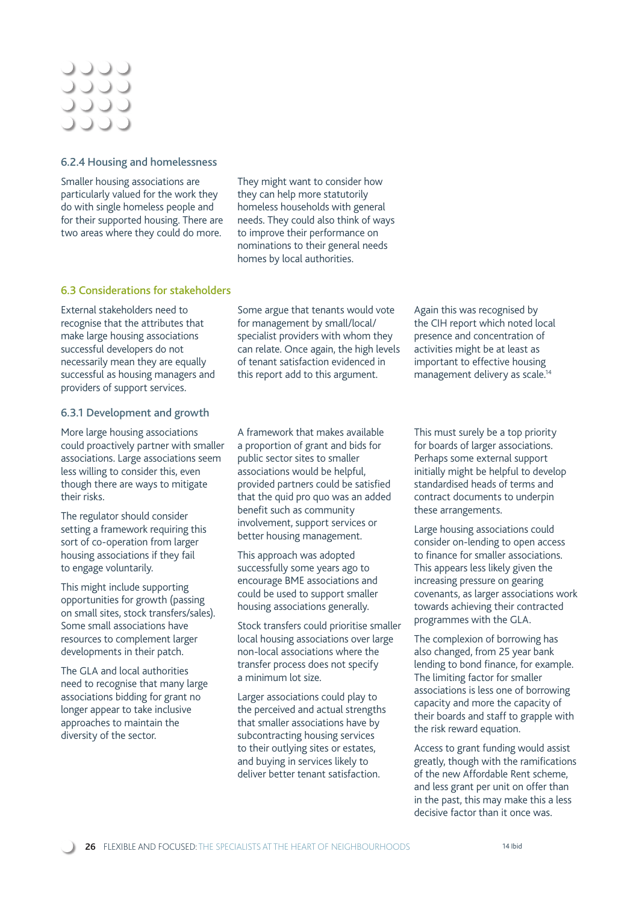### 6.2.4 Housing and homelessness

Smaller housing associations are particularly valued for the work they do with single homeless people and for their supported housing. There are two areas where they could do more.

They might want to consider how they can help more statutorily homeless households with general needs. They could also think of ways to improve their performance on nominations to their general needs homes by local authorities.

## 6.3 Considerations for stakeholders

External stakeholders need to recognise that the attributes that make large housing associations successful developers do not necessarily mean they are equally successful as housing managers and providers of support services.

Some argue that tenants would vote for management by small/local/specialist providers with whom they can relate. Once again, the high levels of tenant satisfaction evidenced in this report add to this argument.

Again this was recognised by the CIH report which noted local presence and concentration of activities might be at least as important to effective housing management delivery as scale.[14]

### 6.3.1 Development and growth

More large housing associations could proactively partner with smaller associations. Large associations seem less willing to consider this, even though there are ways to mitigate their risks.

The regulator should consider setting a framework requiring this sort of co-operation from larger housing associations if they fail to engage voluntarily.

This might include supporting opportunities for growth (passing on small sites, stock transfers/sales). Some small associations have resources to complement larger developments in their patch.

The GLA and local authorities need to recognise that many large associations bidding for grant no longer appear to take inclusive approaches to maintain the diversity of the sector.

A framework that makes available a proportion of grant and bids for public sector sites to smaller associations would be helpful, provided partners could be satisfied that the quid pro quo was an added benefit such as community involvement, support services or better housing management.

This approach was adopted successfully some years ago to encourage BME associations and could be used to support smaller housing associations generally.

Stock transfers could prioritise smaller local housing associations over large non-local associations where the transfer process does not specify a minimum lot size.

Larger associations could play to the perceived and actual strengths that smaller associations have by subcontracting housing services to their outlying sites or estates, and buying in services likely to deliver better tenant satisfaction.

This must surely be a top priority for boards of larger associations. Perhaps some external support initially might be helpful to develop standardised heads of terms and contract documents to underpin these arrangements.

Large housing associations could consider on-lending to open access to finance for smaller associations. This appears less likely given the increasing pressure on gearing covenants, as larger associations work towards achieving their contracted programmes with the GLA.

The complexion of borrowing has also changed, from 25 year bank lending to bond finance, for example. The limiting factor for smaller associations is less one of borrowing capacity and more the capacity of their boards and staff to grapple with the risk reward equation.

Access to grant funding would assist greatly, though with the ramifications of the new Affordable Rent scheme, and less grant per unit on offer than in the past, this may make this a less decisive factor than it once was.

14 Ibid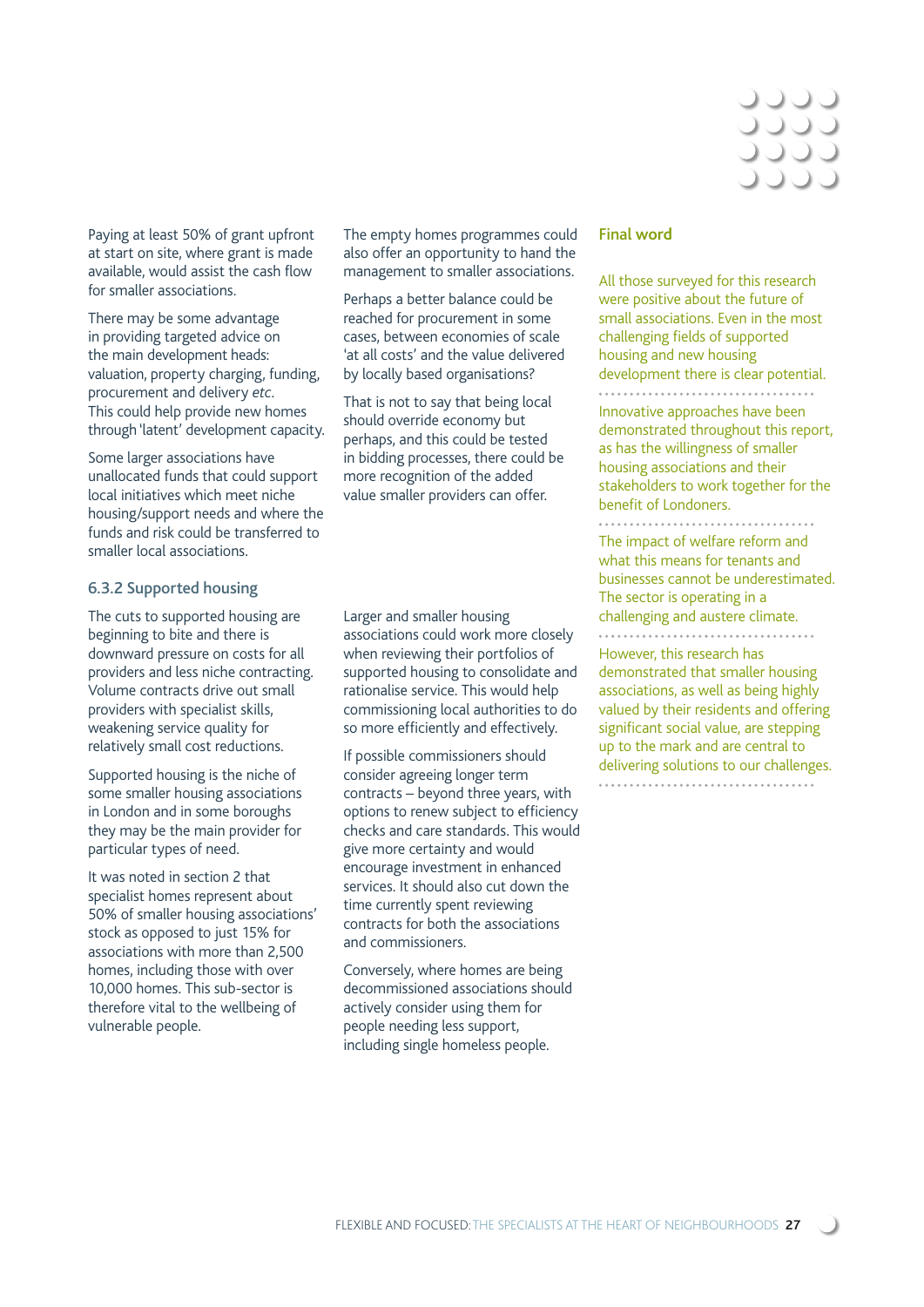Paying at least 50% of grant upfront at start on site, where grant is made available, would assist the cash flow for smaller associations.

There may be some advantage in providing targeted advice on the main development heads: valuation, property charging, funding, procurement and delivery *etc*. This could help provide new homes through 'latent' development capacity.

Some larger associations have unallocated funds that could support local initiatives which meet niche housing/support needs and where the funds and risk could be transferred to smaller local associations.

The empty homes programmes could also offer an opportunity to hand the management to smaller associations.

Perhaps a better balance could be reached for procurement in some cases, between economies of scale 'at all costs' and the value delivered by locally based organisations?

That is not to say that being local should override economy but perhaps, and this could be tested in bidding processes, there could be more recognition of the added value smaller providers can offer.

### 6.3.2 Supported housing

The cuts to supported housing are beginning to bite and there is downward pressure on costs for all providers and less niche contracting. Volume contracts drive out small providers with specialist skills, weakening service quality for relatively small cost reductions.

Supported housing is the niche of some smaller housing associations in London and in some boroughs they may be the main provider for particular types of need.

It was noted in section 2 that specialist homes represent about 50% of smaller housing associations' stock as opposed to just 15% for associations with more than 2,500 homes, including those with over 10,000 homes. This sub-sector is therefore vital to the wellbeing of vulnerable people.

Larger and smaller housing associations could work more closely when reviewing their portfolios of supported housing to consolidate and rationalise service. This would help commissioning local authorities to do so more efficiently and effectively.

If possible commissioners should consider agreeing longer term contracts – beyond three years, with options to renew subject to efficiency checks and care standards. This would give more certainty and would encourage investment in enhanced services. It should also cut down the time currently spent reviewing contracts for both the associations and commissioners.

Conversely, where homes are being decommissioned associations should actively consider using them for people needing less support, including single homeless people.

## Final word

All those surveyed for this research were positive about the future of small associations. Even in the most challenging fields of supported housing and new housing development there is clear potential.

Innovative approaches have been demonstrated throughout this report, as has the willingness of smaller housing associations and their stakeholders to work together for the benefit of Londoners.

The impact of welfare reform and what this means for tenants and businesses cannot be underestimated. The sector is operating in a challenging and austere climate.

However, this research has demonstrated that smaller housing associations, as well as being highly valued by their residents and offering significant social value, are stepping up to the mark and are central to delivering solutions to our challenges.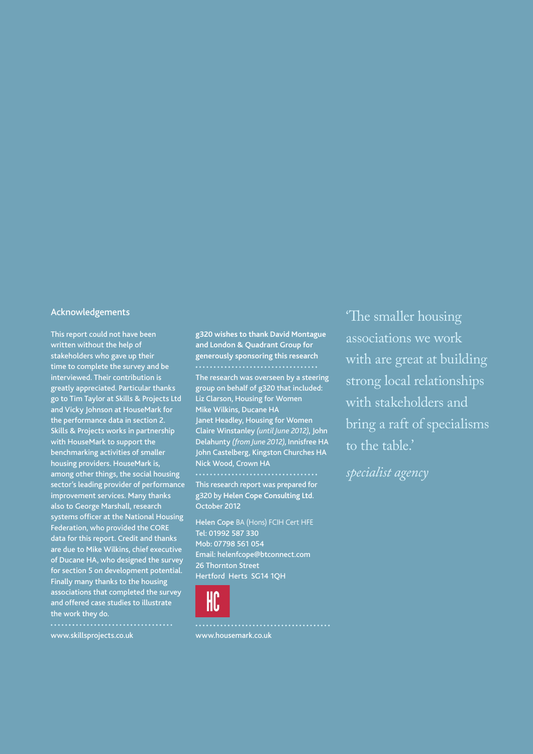## Acknowledgements

This report could not have been written without the help of stakeholders who gave up their time to complete the survey and be interviewed. Their contribution is greatly appreciated. Particular thanks go to Tim Taylor at Skills & Projects Ltd and Vicky Johnson at HouseMark for the performance data in section 2. Skills & Projects works in partnership with HouseMark to support the benchmarking activities of smaller housing providers. HouseMark is, among other things, the social housing sector's leading provider of performance improvement services. Many thanks also to George Marshall, research systems officer at the National Housing Federation, who provided the CORE data for this report. Credit and thanks are due to Mike Wilkins, chief executive of Ducane HA, who designed the survey for section 5 on development potential. Finally many thanks to the housing associations that completed the survey and offered case studies to illustrate the work they do.

www.skillsprojects.co.uk

**g320 wishes to thank David Montague and London & Quadrant Group for generously sponsoring this research**

The research was overseen by a steering group on behalf of g320 that included:
Liz Clarson, Housing for Women
Mike Wilkins, Ducane HA
Janet Headley, Housing for Women
Claire Winstanley *(until June 2012)*, John Delahunty *(from June 2012)*, Innisfree HA
John Castelberg, Kingston Churches HA
Nick Wood, Crown HA

This research report was prepared for g320 by **Helen Cope Consulting Ltd.**
October 2012

**Helen Cope** BA (Hons) FCIH Cert HFE
Tel: 01992 587 330
Mob: 07798 561 054
Email: helenfcope@btconnect.com
26 Thornton Street
Hertford Herts SG14 1QH

HC

www.housemark.co.uk

'The smaller housing associations we work with are great at building strong local relationships with stakeholders and bring a raft of specialisms to the table.'

*specialist agency*